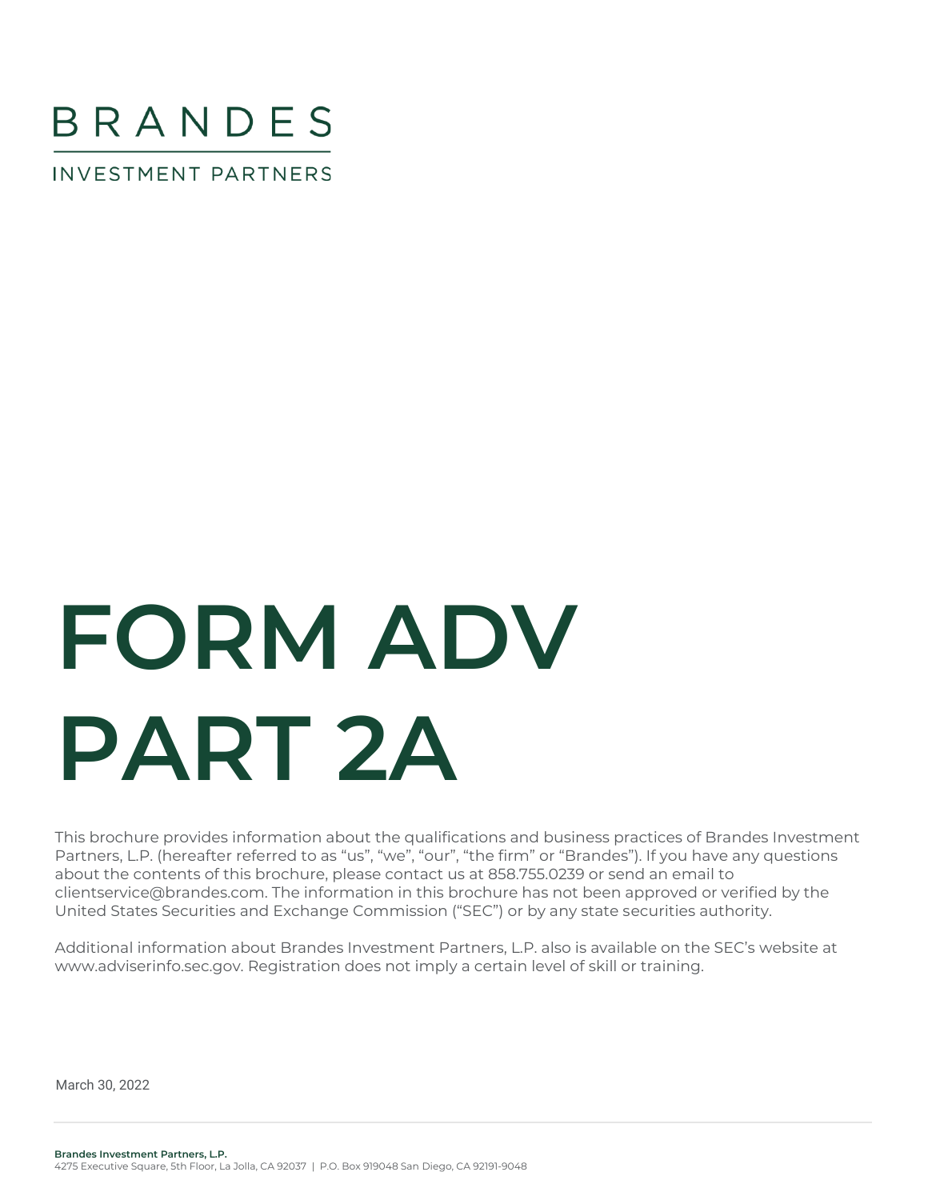BRANDES

INVESTMENT PARTNERS

# FORM ADV PART 2A

This brochure provides information about the qualifications and business practices of Brandes Investment Partners, L.P. (hereafter referred to as "us", "we", "our", "the firm" or "Brandes"). If you have any questions about the contents of this brochure, please contact us at 858.755.0239 or send an email to clientservice@brandes.com. The information in this brochure has not been approved or verified by the United States Securities and Exchange Commission ("SEC") or by any state securities authority.

Additional information about Brandes Investment Partners, L.P. also is available on the SEC's website at www.adviserinfo.sec.gov. Registration does not imply a certain level of skill or training.

March 30, 2022

**Brandes Investment Partners, L.P.**
4275 Executive Square, 5th Floor, La Jolla, CA 92037 | P.O. Box 919048 San Diego, CA 92191-9048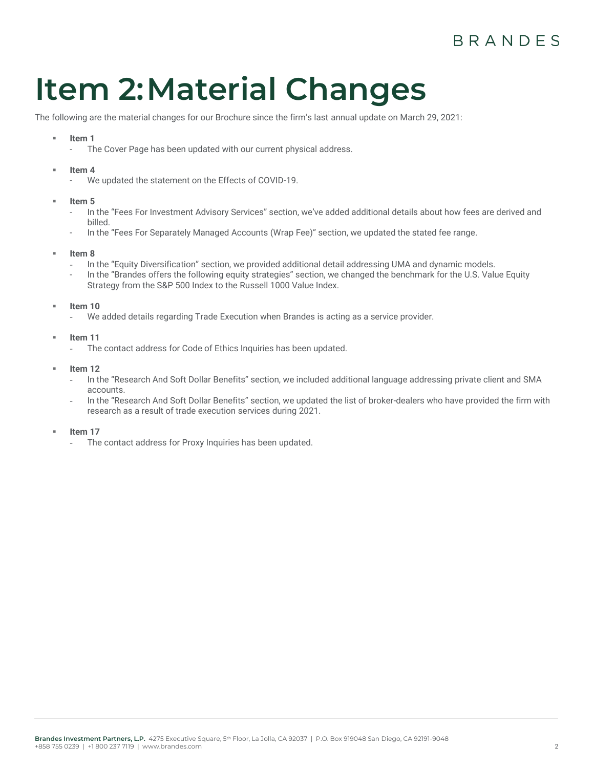# Item 2: Material Changes

The following are the material changes for our Brochure since the firm's last annual update on March 29, 2021:

- **Item 1**
  - The Cover Page has been updated with our current physical address.
- **Item 4**
  - We updated the statement on the Effects of COVID-19.
- **Item 5**
  - In the "Fees For Investment Advisory Services" section, we've added additional details about how fees are derived and billed.
  - In the "Fees For Separately Managed Accounts (Wrap Fee)" section, we updated the stated fee range.
- **Item 8**
  - In the "Equity Diversification" section, we provided additional detail addressing UMA and dynamic models.
  - In the "Brandes offers the following equity strategies" section, we changed the benchmark for the U.S. Value Equity Strategy from the S&P 500 Index to the Russell 1000 Value Index.
- **Item 10**
  - We added details regarding Trade Execution when Brandes is acting as a service provider.
- **Item 11**
  - The contact address for Code of Ethics Inquiries has been updated.
- **Item 12**
  - In the "Research And Soft Dollar Benefits" section, we included additional language addressing private client and SMA accounts.
  - In the "Research And Soft Dollar Benefits" section, we updated the list of broker-dealers who have provided the firm with research as a result of trade execution services during 2021.
- **Item 17**
  - The contact address for Proxy Inquiries has been updated.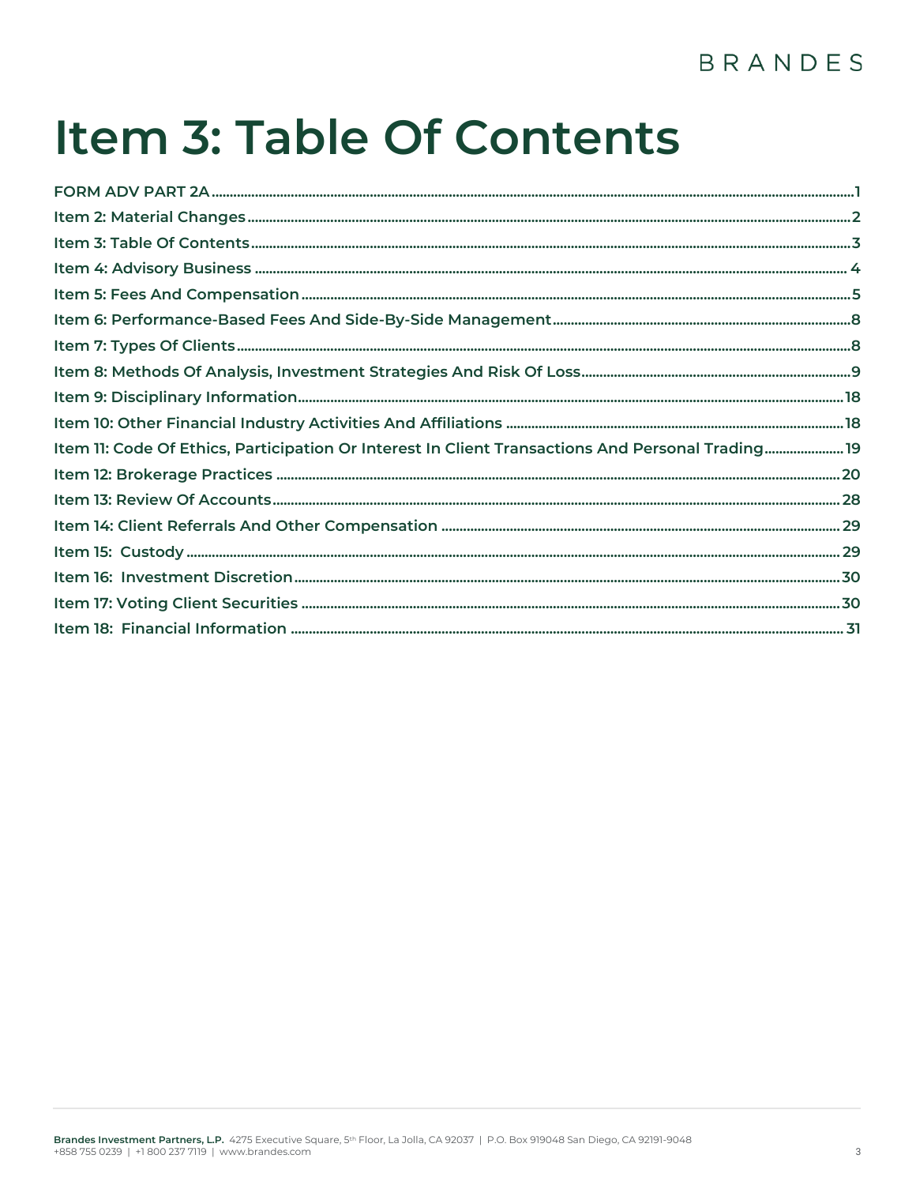# Item 3: Table Of Contents

| | |
|---|---|
| FORM ADV PART 2A | 1 |
| Item 2: Material Changes | 2 |
| Item 3: Table Of Contents | 3 |
| Item 4: Advisory Business | 4 |
| Item 5: Fees And Compensation | 5 |
| Item 6: Performance-Based Fees And Side-By-Side Management | 8 |
| Item 7: Types Of Clients | 8 |
| Item 8: Methods Of Analysis, Investment Strategies And Risk Of Loss | 9 |
| Item 9: Disciplinary Information | 18 |
| Item 10: Other Financial Industry Activities And Affiliations | 18 |
| Item 11: Code Of Ethics, Participation Or Interest In Client Transactions And Personal Trading | 19 |
| Item 12: Brokerage Practices | 20 |
| Item 13: Review Of Accounts | 28 |
| Item 14: Client Referrals And Other Compensation | 29 |
| Item 15: Custody | 29 |
| Item 16: Investment Discretion | 30 |
| Item 17: Voting Client Securities | 30 |
| Item 18: Financial Information | 31 |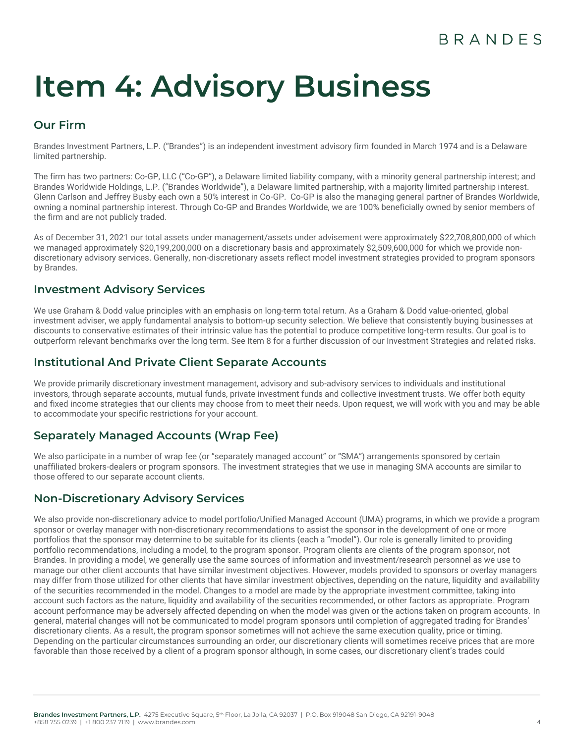# Item 4: Advisory Business

## Our Firm

Brandes Investment Partners, L.P. ("Brandes") is an independent investment advisory firm founded in March 1974 and is a Delaware limited partnership.

The firm has two partners: Co-GP, LLC ("Co-GP"), a Delaware limited liability company, with a minority general partnership interest; and Brandes Worldwide Holdings, L.P. ("Brandes Worldwide"), a Delaware limited partnership, with a majority limited partnership interest. Glenn Carlson and Jeffrey Busby each own a 50% interest in Co-GP. Co-GP is also the managing general partner of Brandes Worldwide, owning a nominal partnership interest. Through Co-GP and Brandes Worldwide, we are 100% beneficially owned by senior members of the firm and are not publicly traded.

As of December 31, 2021 our total assets under management/assets under advisement were approximately $22,708,800,000 of which we managed approximately $20,199,200,000 on a discretionary basis and approximately $2,509,600,000 for which we provide non-discretionary advisory services. Generally, non-discretionary assets reflect model investment strategies provided to program sponsors by Brandes.

## Investment Advisory Services

We use Graham & Dodd value principles with an emphasis on long-term total return. As a Graham & Dodd value-oriented, global investment adviser, we apply fundamental analysis to bottom-up security selection. We believe that consistently buying businesses at discounts to conservative estimates of their intrinsic value has the potential to produce competitive long-term results. Our goal is to outperform relevant benchmarks over the long term. See Item 8 for a further discussion of our Investment Strategies and related risks.

## Institutional And Private Client Separate Accounts

We provide primarily discretionary investment management, advisory and sub-advisory services to individuals and institutional investors, through separate accounts, mutual funds, private investment funds and collective investment trusts. We offer both equity and fixed income strategies that our clients may choose from to meet their needs. Upon request, we will work with you and may be able to accommodate your specific restrictions for your account.

## Separately Managed Accounts (Wrap Fee)

We also participate in a number of wrap fee (or "separately managed account" or "SMA") arrangements sponsored by certain unaffiliated brokers-dealers or program sponsors. The investment strategies that we use in managing SMA accounts are similar to those offered to our separate account clients.

## Non-Discretionary Advisory Services

We also provide non-discretionary advice to model portfolio/Unified Managed Account (UMA) programs, in which we provide a program sponsor or overlay manager with non-discretionary recommendations to assist the sponsor in the development of one or more portfolios that the sponsor may determine to be suitable for its clients (each a "model"). Our role is generally limited to providing portfolio recommendations, including a model, to the program sponsor. Program clients are clients of the program sponsor, not Brandes. In providing a model, we generally use the same sources of information and investment/research personnel as we use to manage our other client accounts that have similar investment objectives. However, models provided to sponsors or overlay managers may differ from those utilized for other clients that have similar investment objectives, depending on the nature, liquidity and availability of the securities recommended in the model. Changes to a model are made by the appropriate investment committee, taking into account such factors as the nature, liquidity and availability of the securities recommended, or other factors as appropriate. Program account performance may be adversely affected depending on when the model was given or the actions taken on program accounts. In general, material changes will not be communicated to model program sponsors until completion of aggregated trading for Brandes' discretionary clients. As a result, the program sponsor sometimes will not achieve the same execution quality, price or timing. Depending on the particular circumstances surrounding an order, our discretionary clients will sometimes receive prices that are more favorable than those received by a client of a program sponsor although, in some cases, our discretionary client's trades could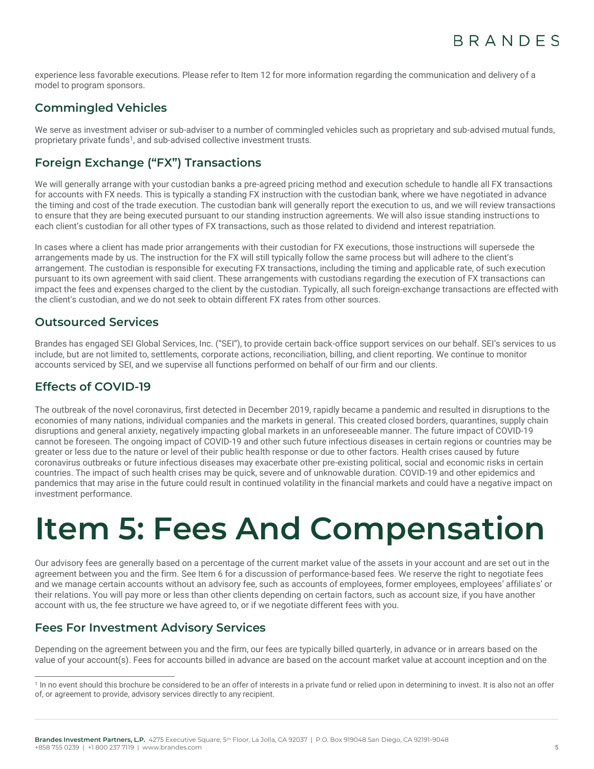experience less favorable executions. Please refer to Item 12 for more information regarding the communication and delivery of a model to program sponsors.

## Commingled Vehicles

We serve as investment adviser or sub-adviser to a number of commingled vehicles such as proprietary and sub-advised mutual funds, proprietary private funds[1], and sub-advised collective investment trusts.

## Foreign Exchange ("FX") Transactions

We will generally arrange with your custodian banks a pre-agreed pricing method and execution schedule to handle all FX transactions for accounts with FX needs. This is typically a standing FX instruction with the custodian bank, where we have negotiated in advance the timing and cost of the trade execution. The custodian bank will generally report the execution to us, and we will review transactions to ensure that they are being executed pursuant to our standing instruction agreements. We will also issue standing instructions to each client's custodian for all other types of FX transactions, such as those related to dividend and interest repatriation.

In cases where a client has made prior arrangements with their custodian for FX executions, those instructions will supersede the arrangements made by us. The instruction for the FX will still typically follow the same process but will adhere to the client's arrangement. The custodian is responsible for executing FX transactions, including the timing and applicable rate, of such execution pursuant to its own agreement with said client. These arrangements with custodians regarding the execution of FX transactions can impact the fees and expenses charged to the client by the custodian. Typically, all such foreign-exchange transactions are effected with the client's custodian, and we do not seek to obtain different FX rates from other sources.

## Outsourced Services

Brandes has engaged SEI Global Services, Inc. ("SEI"), to provide certain back-office support services on our behalf. SEI's services to us include, but are not limited to, settlements, corporate actions, reconciliation, billing, and client reporting. We continue to monitor accounts serviced by SEI, and we supervise all functions performed on behalf of our firm and our clients.

## Effects of COVID-19

The outbreak of the novel coronavirus, first detected in December 2019, rapidly became a pandemic and resulted in disruptions to the economies of many nations, individual companies and the markets in general. This created closed borders, quarantines, supply chain disruptions and general anxiety, negatively impacting global markets in an unforeseeable manner. The future impact of COVID-19 cannot be foreseen. The ongoing impact of COVID-19 and other such future infectious diseases in certain regions or countries may be greater or less due to the nature or level of their public health response or due to other factors. Health crises caused by future coronavirus outbreaks or future infectious diseases may exacerbate other pre-existing political, social and economic risks in certain countries. The impact of such health crises may be quick, severe and of unknowable duration. COVID-19 and other epidemics and pandemics that may arise in the future could result in continued volatility in the financial markets and could have a negative impact on investment performance.

# Item 5: Fees And Compensation

Our advisory fees are generally based on a percentage of the current market value of the assets in your account and are set out in the agreement between you and the firm. See Item 6 for a discussion of performance-based fees. We reserve the right to negotiate fees and we manage certain accounts without an advisory fee, such as accounts of employees, former employees, employees' affiliates' or their relations. You will pay more or less than other clients depending on certain factors, such as account size, if you have another account with us, the fee structure we have agreed to, or if we negotiate different fees with you.

## Fees For Investment Advisory Services

Depending on the agreement between you and the firm, our fees are typically billed quarterly, in advance or in arrears based on the value of your account(s). Fees for accounts billed in advance are based on the account market value at account inception and on the

[1] In no event should this brochure be considered to be an offer of interests in a private fund or relied upon in determining to invest. It is also not an offer of, or agreement to provide, advisory services directly to any recipient.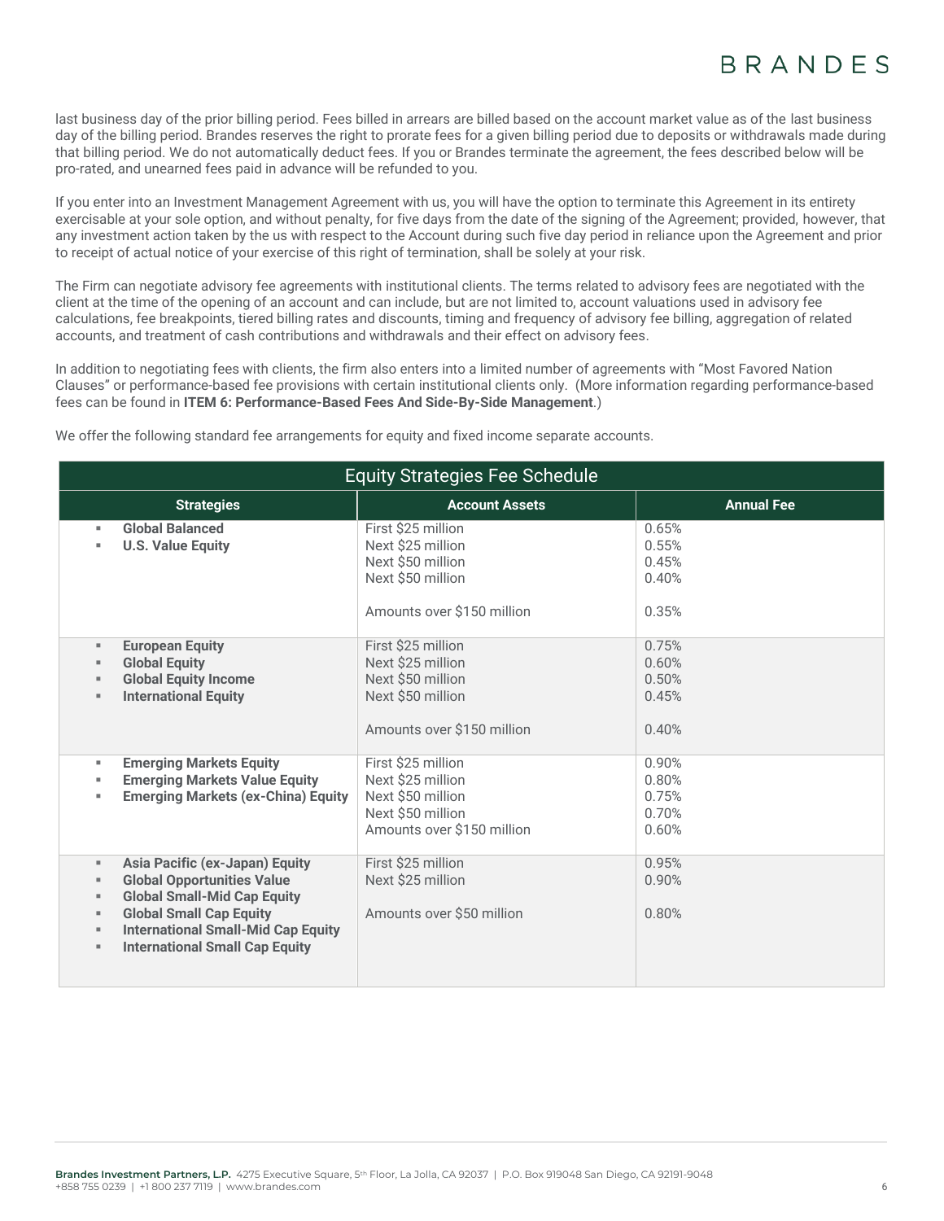last business day of the prior billing period. Fees billed in arrears are billed based on the account market value as of the last business day of the billing period. Brandes reserves the right to prorate fees for a given billing period due to deposits or withdrawals made during that billing period. We do not automatically deduct fees. If you or Brandes terminate the agreement, the fees described below will be pro-rated, and unearned fees paid in advance will be refunded to you.

If you enter into an Investment Management Agreement with us, you will have the option to terminate this Agreement in its entirety exercisable at your sole option, and without penalty, for five days from the date of the signing of the Agreement; provided, however, that any investment action taken by the us with respect to the Account during such five day period in reliance upon the Agreement and prior to receipt of actual notice of your exercise of this right of termination, shall be solely at your risk.

The Firm can negotiate advisory fee agreements with institutional clients. The terms related to advisory fees are negotiated with the client at the time of the opening of an account and can include, but are not limited to, account valuations used in advisory fee calculations, fee breakpoints, tiered billing rates and discounts, timing and frequency of advisory fee billing, aggregation of related accounts, and treatment of cash contributions and withdrawals and their effect on advisory fees.

In addition to negotiating fees with clients, the firm also enters into a limited number of agreements with "Most Favored Nation Clauses" or performance-based fee provisions with certain institutional clients only. (More information regarding performance-based fees can be found in **ITEM 6: Performance-Based Fees And Side-By-Side Management**.)

We offer the following standard fee arrangements for equity and fixed income separate accounts.

| Equity Strategies Fee Schedule | | |
|---|---|---|
| **Strategies** | **Account Assets** | **Annual Fee** |
| ▪ **Global Balanced**<br>▪ **U.S. Value Equity** | First $25 million<br>Next $25 million<br>Next $50 million<br>Next $50 million<br><br>Amounts over $150 million | 0.65%<br>0.55%<br>0.45%<br>0.40%<br><br>0.35% |
| ▪ **European Equity**<br>▪ **Global Equity**<br>▪ **Global Equity Income**<br>▪ **International Equity** | First $25 million<br>Next $25 million<br>Next $50 million<br>Next $50 million<br><br>Amounts over $150 million | 0.75%<br>0.60%<br>0.50%<br>0.45%<br><br>0.40% |
| ▪ **Emerging Markets Equity**<br>▪ **Emerging Markets Value Equity**<br>▪ **Emerging Markets (ex-China) Equity** | First $25 million<br>Next $25 million<br>Next $50 million<br>Next $50 million<br>Amounts over $150 million | 0.90%<br>0.80%<br>0.75%<br>0.70%<br>0.60% |
| ▪ **Asia Pacific (ex-Japan) Equity**<br>▪ **Global Opportunities Value**<br>▪ **Global Small-Mid Cap Equity**<br>▪ **Global Small Cap Equity**<br>▪ **International Small-Mid Cap Equity**<br>▪ **International Small Cap Equity** | First $25 million<br>Next $25 million<br><br>Amounts over $50 million | 0.95%<br>0.90%<br><br>0.80% |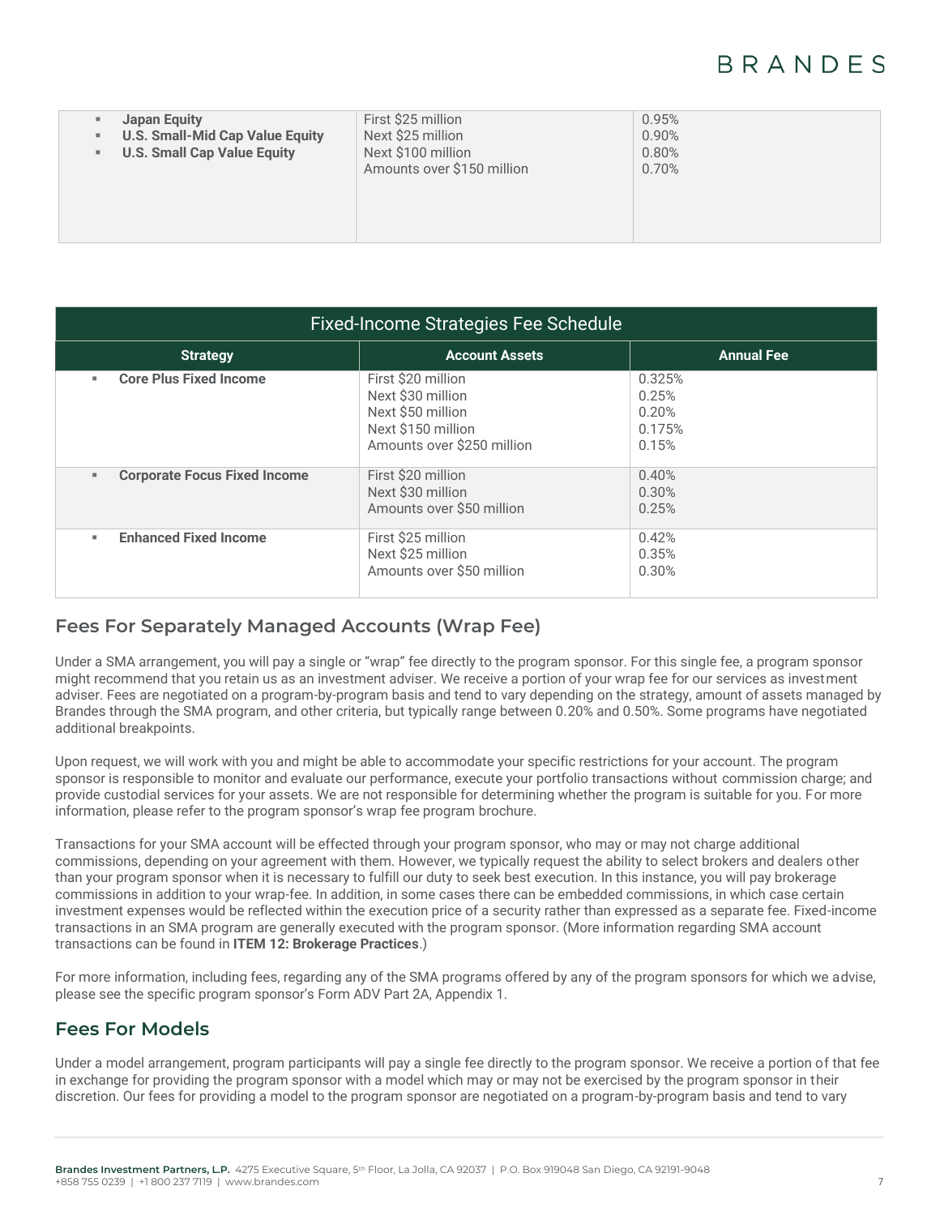| | | |
|---|---|---|
| ▪ **Japan Equity**<br>▪ **U.S. Small-Mid Cap Value Equity**<br>▪ **U.S. Small Cap Value Equity** | First $25 million<br>Next $25 million<br>Next $100 million<br>Amounts over $150 million | 0.95%<br>0.90%<br>0.80%<br>0.70% |

| Fixed-Income Strategies Fee Schedule | | |
|---|---|---|
| **Strategy** | **Account Assets** | **Annual Fee** |
| ▪ **Core Plus Fixed Income** | First $20 million<br>Next $30 million<br>Next $50 million<br>Next $150 million<br>Amounts over $250 million | 0.325%<br>0.25%<br>0.20%<br>0.175%<br>0.15% |
| ▪ **Corporate Focus Fixed Income** | First $20 million<br>Next $30 million<br>Amounts over $50 million | 0.40%<br>0.30%<br>0.25% |
| ▪ **Enhanced Fixed Income** | First $25 million<br>Next $25 million<br>Amounts over $50 million | 0.42%<br>0.35%<br>0.30% |

## Fees For Separately Managed Accounts (Wrap Fee)

Under a SMA arrangement, you will pay a single or "wrap" fee directly to the program sponsor. For this single fee, a program sponsor might recommend that you retain us as an investment adviser. We receive a portion of your wrap fee for our services as investment adviser. Fees are negotiated on a program-by-program basis and tend to vary depending on the strategy, amount of assets managed by Brandes through the SMA program, and other criteria, but typically range between 0.20% and 0.50%. Some programs have negotiated additional breakpoints.

Upon request, we will work with you and might be able to accommodate your specific restrictions for your account. The program sponsor is responsible to monitor and evaluate our performance, execute your portfolio transactions without commission charge; and provide custodial services for your assets. We are not responsible for determining whether the program is suitable for you. For more information, please refer to the program sponsor's wrap fee program brochure.

Transactions for your SMA account will be effected through your program sponsor, who may or may not charge additional commissions, depending on your agreement with them. However, we typically request the ability to select brokers and dealers other than your program sponsor when it is necessary to fulfill our duty to seek best execution. In this instance, you will pay brokerage commissions in addition to your wrap-fee. In addition, in some cases there can be embedded commissions, in which case certain investment expenses would be reflected within the execution price of a security rather than expressed as a separate fee. Fixed-income transactions in an SMA program are generally executed with the program sponsor. (More information regarding SMA account transactions can be found in **ITEM 12: Brokerage Practices**.)

For more information, including fees, regarding any of the SMA programs offered by any of the program sponsors for which we advise, please see the specific program sponsor's Form ADV Part 2A, Appendix 1.

## Fees For Models

Under a model arrangement, program participants will pay a single fee directly to the program sponsor. We receive a portion of that fee in exchange for providing the program sponsor with a model which may or may not be exercised by the program sponsor in their discretion. Our fees for providing a model to the program sponsor are negotiated on a program-by-program basis and tend to vary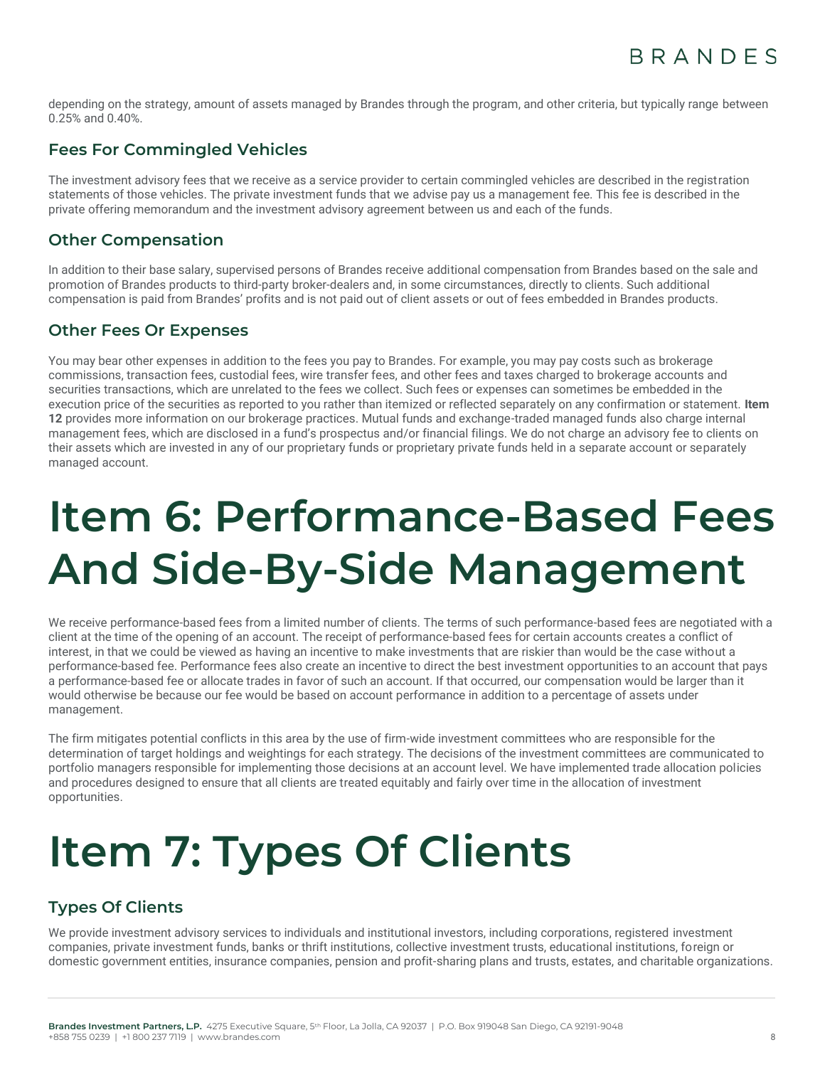depending on the strategy, amount of assets managed by Brandes through the program, and other criteria, but typically range between 0.25% and 0.40%.

## Fees For Commingled Vehicles

The investment advisory fees that we receive as a service provider to certain commingled vehicles are described in the registration statements of those vehicles. The private investment funds that we advise pay us a management fee. This fee is described in the private offering memorandum and the investment advisory agreement between us and each of the funds.

## Other Compensation

In addition to their base salary, supervised persons of Brandes receive additional compensation from Brandes based on the sale and promotion of Brandes products to third-party broker-dealers and, in some circumstances, directly to clients. Such additional compensation is paid from Brandes' profits and is not paid out of client assets or out of fees embedded in Brandes products.

## Other Fees Or Expenses

You may bear other expenses in addition to the fees you pay to Brandes. For example, you may pay costs such as brokerage commissions, transaction fees, custodial fees, wire transfer fees, and other fees and taxes charged to brokerage accounts and securities transactions, which are unrelated to the fees we collect. Such fees or expenses can sometimes be embedded in the execution price of the securities as reported to you rather than itemized or reflected separately on any confirmation or statement. **Item 12** provides more information on our brokerage practices. Mutual funds and exchange-traded managed funds also charge internal management fees, which are disclosed in a fund's prospectus and/or financial filings. We do not charge an advisory fee to clients on their assets which are invested in any of our proprietary funds or proprietary private funds held in a separate account or separately managed account.

# Item 6: Performance-Based Fees And Side-By-Side Management

We receive performance-based fees from a limited number of clients. The terms of such performance-based fees are negotiated with a client at the time of the opening of an account. The receipt of performance-based fees for certain accounts creates a conflict of interest, in that we could be viewed as having an incentive to make investments that are riskier than would be the case without a performance-based fee. Performance fees also create an incentive to direct the best investment opportunities to an account that pays a performance-based fee or allocate trades in favor of such an account. If that occurred, our compensation would be larger than it would otherwise be because our fee would be based on account performance in addition to a percentage of assets under management.

The firm mitigates potential conflicts in this area by the use of firm-wide investment committees who are responsible for the determination of target holdings and weightings for each strategy. The decisions of the investment committees are communicated to portfolio managers responsible for implementing those decisions at an account level. We have implemented trade allocation policies and procedures designed to ensure that all clients are treated equitably and fairly over time in the allocation of investment opportunities.

# Item 7: Types Of Clients

## Types Of Clients

We provide investment advisory services to individuals and institutional investors, including corporations, registered investment companies, private investment funds, banks or thrift institutions, collective investment trusts, educational institutions, foreign or domestic government entities, insurance companies, pension and profit-sharing plans and trusts, estates, and charitable organizations.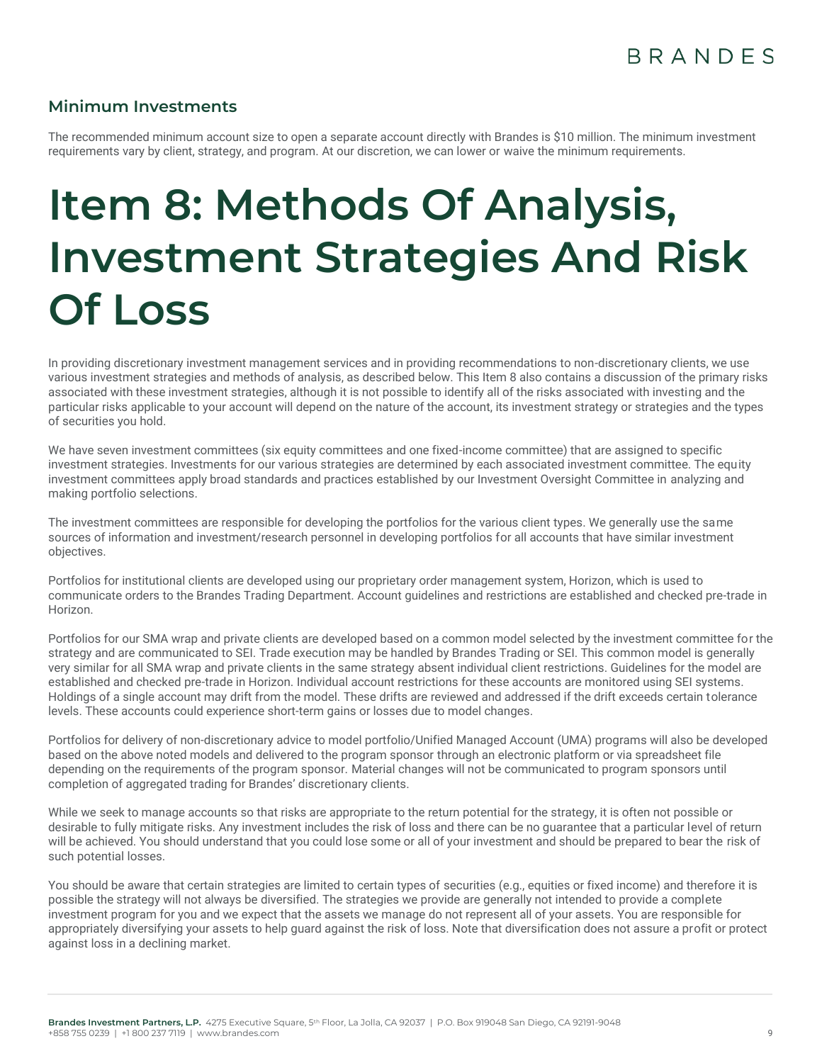### Minimum Investments

The recommended minimum account size to open a separate account directly with Brandes is $10 million. The minimum investment requirements vary by client, strategy, and program. At our discretion, we can lower or waive the minimum requirements.

# Item 8: Methods Of Analysis, Investment Strategies And Risk Of Loss

In providing discretionary investment management services and in providing recommendations to non-discretionary clients, we use various investment strategies and methods of analysis, as described below. This Item 8 also contains a discussion of the primary risks associated with these investment strategies, although it is not possible to identify all of the risks associated with investing and the particular risks applicable to your account will depend on the nature of the account, its investment strategy or strategies and the types of securities you hold.

We have seven investment committees (six equity committees and one fixed-income committee) that are assigned to specific investment strategies. Investments for our various strategies are determined by each associated investment committee. The equity investment committees apply broad standards and practices established by our Investment Oversight Committee in analyzing and making portfolio selections.

The investment committees are responsible for developing the portfolios for the various client types. We generally use the same sources of information and investment/research personnel in developing portfolios for all accounts that have similar investment objectives.

Portfolios for institutional clients are developed using our proprietary order management system, Horizon, which is used to communicate orders to the Brandes Trading Department. Account guidelines and restrictions are established and checked pre-trade in Horizon.

Portfolios for our SMA wrap and private clients are developed based on a common model selected by the investment committee for the strategy and are communicated to SEI. Trade execution may be handled by Brandes Trading or SEI. This common model is generally very similar for all SMA wrap and private clients in the same strategy absent individual client restrictions. Guidelines for the model are established and checked pre-trade in Horizon. Individual account restrictions for these accounts are monitored using SEI systems. Holdings of a single account may drift from the model. These drifts are reviewed and addressed if the drift exceeds certain tolerance levels. These accounts could experience short-term gains or losses due to model changes.

Portfolios for delivery of non-discretionary advice to model portfolio/Unified Managed Account (UMA) programs will also be developed based on the above noted models and delivered to the program sponsor through an electronic platform or via spreadsheet file depending on the requirements of the program sponsor. Material changes will not be communicated to program sponsors until completion of aggregated trading for Brandes' discretionary clients.

While we seek to manage accounts so that risks are appropriate to the return potential for the strategy, it is often not possible or desirable to fully mitigate risks. Any investment includes the risk of loss and there can be no guarantee that a particular level of return will be achieved. You should understand that you could lose some or all of your investment and should be prepared to bear the risk of such potential losses.

You should be aware that certain strategies are limited to certain types of securities (e.g., equities or fixed income) and therefore it is possible the strategy will not always be diversified. The strategies we provide are generally not intended to provide a complete investment program for you and we expect that the assets we manage do not represent all of your assets. You are responsible for appropriately diversifying your assets to help guard against the risk of loss. Note that diversification does not assure a profit or protect against loss in a declining market.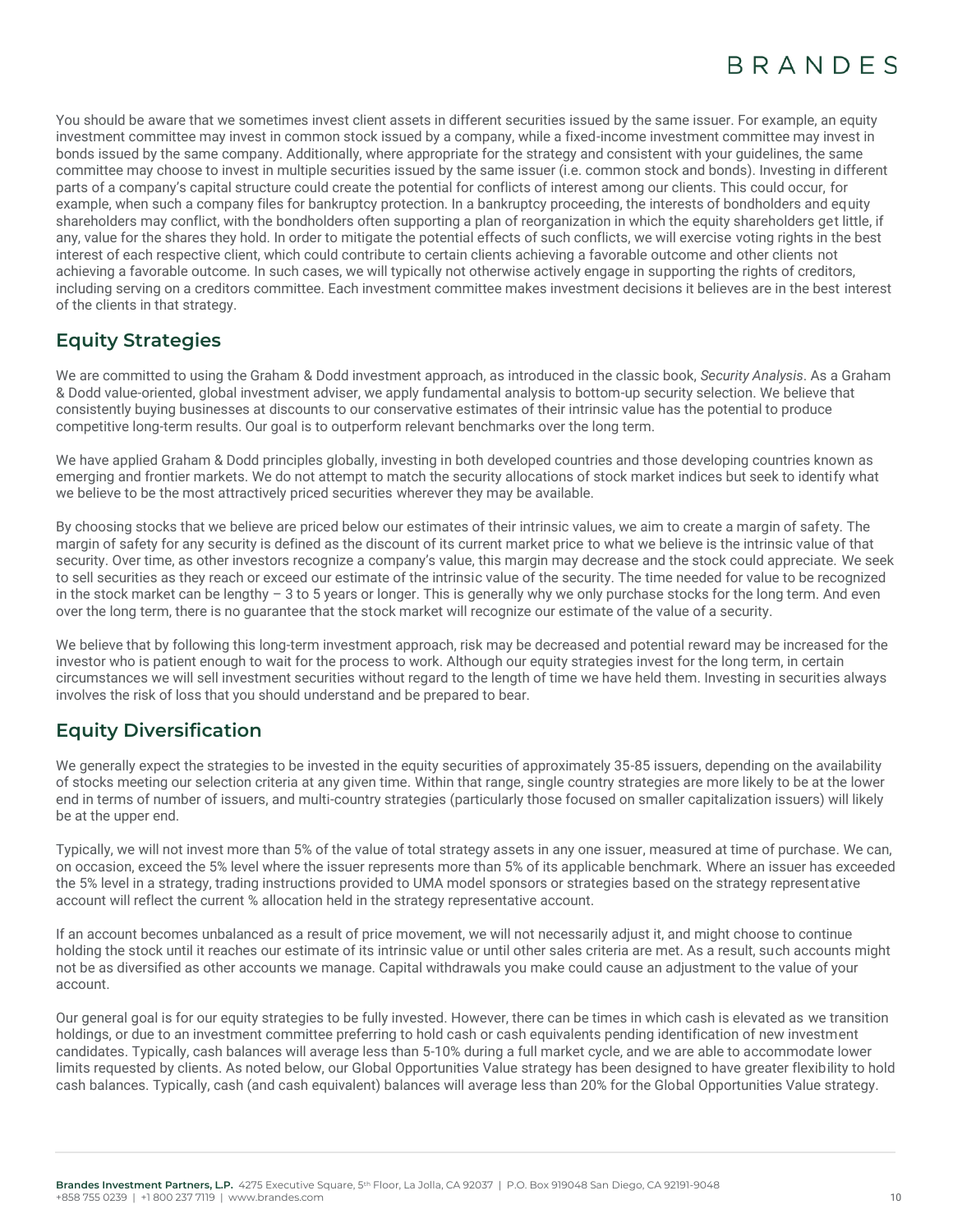You should be aware that we sometimes invest client assets in different securities issued by the same issuer. For example, an equity investment committee may invest in common stock issued by a company, while a fixed-income investment committee may invest in bonds issued by the same company. Additionally, where appropriate for the strategy and consistent with your guidelines, the same committee may choose to invest in multiple securities issued by the same issuer (i.e. common stock and bonds). Investing in different parts of a company's capital structure could create the potential for conflicts of interest among our clients. This could occur, for example, when such a company files for bankruptcy protection. In a bankruptcy proceeding, the interests of bondholders and equity shareholders may conflict, with the bondholders often supporting a plan of reorganization in which the equity shareholders get little, if any, value for the shares they hold. In order to mitigate the potential effects of such conflicts, we will exercise voting rights in the best interest of each respective client, which could contribute to certain clients achieving a favorable outcome and other clients not achieving a favorable outcome. In such cases, we will typically not otherwise actively engage in supporting the rights of creditors, including serving on a creditors committee. Each investment committee makes investment decisions it believes are in the best interest of the clients in that strategy.

## Equity Strategies

We are committed to using the Graham & Dodd investment approach, as introduced in the classic book, *Security Analysis*. As a Graham & Dodd value-oriented, global investment adviser, we apply fundamental analysis to bottom-up security selection. We believe that consistently buying businesses at discounts to our conservative estimates of their intrinsic value has the potential to produce competitive long-term results. Our goal is to outperform relevant benchmarks over the long term.

We have applied Graham & Dodd principles globally, investing in both developed countries and those developing countries known as emerging and frontier markets. We do not attempt to match the security allocations of stock market indices but seek to identify what we believe to be the most attractively priced securities wherever they may be available.

By choosing stocks that we believe are priced below our estimates of their intrinsic values, we aim to create a margin of safety. The margin of safety for any security is defined as the discount of its current market price to what we believe is the intrinsic value of that security. Over time, as other investors recognize a company's value, this margin may decrease and the stock could appreciate. We seek to sell securities as they reach or exceed our estimate of the intrinsic value of the security. The time needed for value to be recognized in the stock market can be lengthy – 3 to 5 years or longer. This is generally why we only purchase stocks for the long term. And even over the long term, there is no guarantee that the stock market will recognize our estimate of the value of a security.

We believe that by following this long-term investment approach, risk may be decreased and potential reward may be increased for the investor who is patient enough to wait for the process to work. Although our equity strategies invest for the long term, in certain circumstances we will sell investment securities without regard to the length of time we have held them. Investing in securities always involves the risk of loss that you should understand and be prepared to bear.

## Equity Diversification

We generally expect the strategies to be invested in the equity securities of approximately 35-85 issuers, depending on the availability of stocks meeting our selection criteria at any given time. Within that range, single country strategies are more likely to be at the lower end in terms of number of issuers, and multi-country strategies (particularly those focused on smaller capitalization issuers) will likely be at the upper end.

Typically, we will not invest more than 5% of the value of total strategy assets in any one issuer, measured at time of purchase. We can, on occasion, exceed the 5% level where the issuer represents more than 5% of its applicable benchmark. Where an issuer has exceeded the 5% level in a strategy, trading instructions provided to UMA model sponsors or strategies based on the strategy representative account will reflect the current % allocation held in the strategy representative account.

If an account becomes unbalanced as a result of price movement, we will not necessarily adjust it, and might choose to continue holding the stock until it reaches our estimate of its intrinsic value or until other sales criteria are met. As a result, such accounts might not be as diversified as other accounts we manage. Capital withdrawals you make could cause an adjustment to the value of your account.

Our general goal is for our equity strategies to be fully invested. However, there can be times in which cash is elevated as we transition holdings, or due to an investment committee preferring to hold cash or cash equivalents pending identification of new investment candidates. Typically, cash balances will average less than 5-10% during a full market cycle, and we are able to accommodate lower limits requested by clients. As noted below, our Global Opportunities Value strategy has been designed to have greater flexibility to hold cash balances. Typically, cash (and cash equivalent) balances will average less than 20% for the Global Opportunities Value strategy.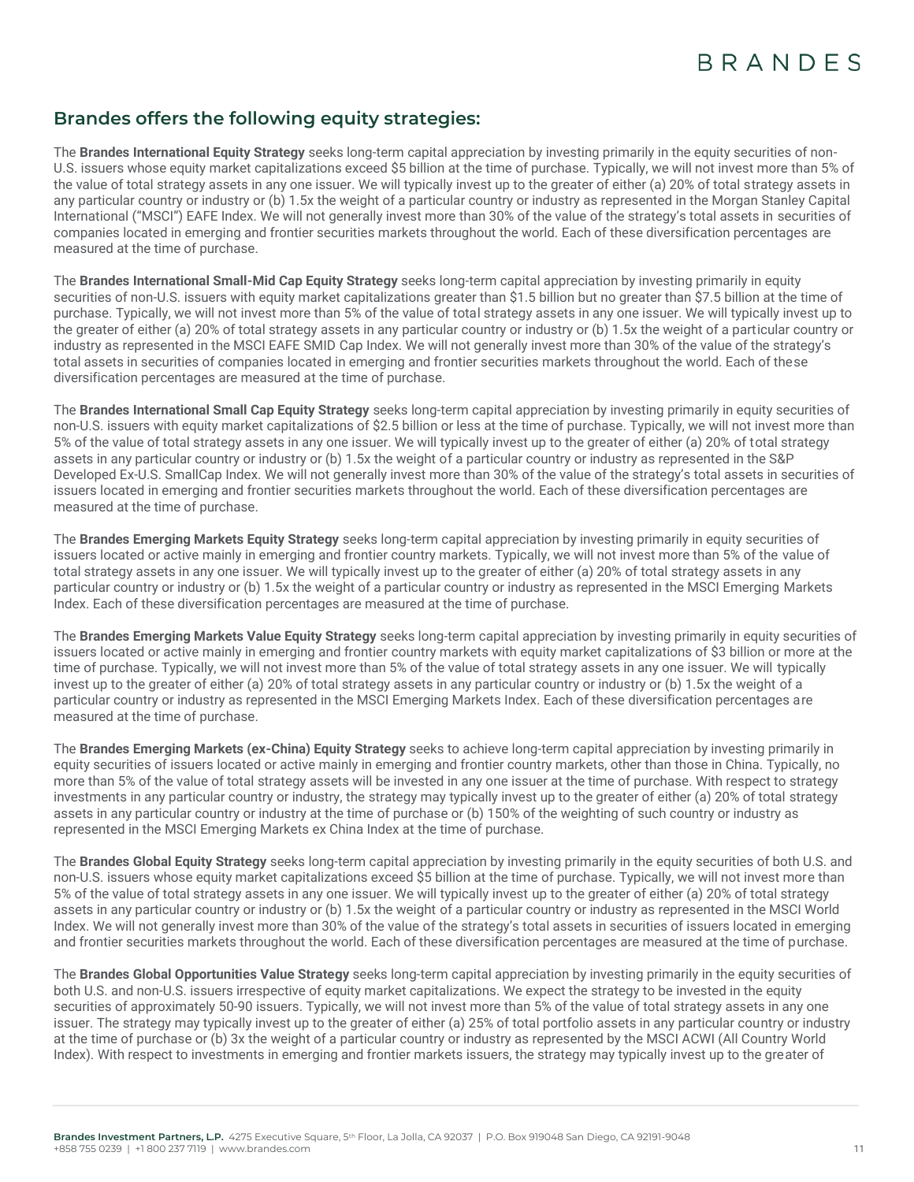## Brandes offers the following equity strategies:

The **Brandes International Equity Strategy** seeks long-term capital appreciation by investing primarily in the equity securities of non-U.S. issuers whose equity market capitalizations exceed $5 billion at the time of purchase. Typically, we will not invest more than 5% of the value of total strategy assets in any one issuer. We will typically invest up to the greater of either (a) 20% of total strategy assets in any particular country or industry or (b) 1.5x the weight of a particular country or industry as represented in the Morgan Stanley Capital International ("MSCI") EAFE Index. We will not generally invest more than 30% of the value of the strategy's total assets in securities of companies located in emerging and frontier securities markets throughout the world. Each of these diversification percentages are measured at the time of purchase.

The **Brandes International Small-Mid Cap Equity Strategy** seeks long-term capital appreciation by investing primarily in equity securities of non-U.S. issuers with equity market capitalizations greater than $1.5 billion but no greater than $7.5 billion at the time of purchase. Typically, we will not invest more than 5% of the value of total strategy assets in any one issuer. We will typically invest up to the greater of either (a) 20% of total strategy assets in any particular country or industry or (b) 1.5x the weight of a particular country or industry as represented in the MSCI EAFE SMID Cap Index. We will not generally invest more than 30% of the value of the strategy's total assets in securities of companies located in emerging and frontier securities markets throughout the world. Each of these diversification percentages are measured at the time of purchase.

The **Brandes International Small Cap Equity Strategy** seeks long-term capital appreciation by investing primarily in equity securities of non-U.S. issuers with equity market capitalizations of $2.5 billion or less at the time of purchase. Typically, we will not invest more than 5% of the value of total strategy assets in any one issuer. We will typically invest up to the greater of either (a) 20% of total strategy assets in any particular country or industry or (b) 1.5x the weight of a particular country or industry as represented in the S&P Developed Ex-U.S. SmallCap Index. We will not generally invest more than 30% of the value of the strategy's total assets in securities of issuers located in emerging and frontier securities markets throughout the world. Each of these diversification percentages are measured at the time of purchase.

The **Brandes Emerging Markets Equity Strategy** seeks long-term capital appreciation by investing primarily in equity securities of issuers located or active mainly in emerging and frontier country markets. Typically, we will not invest more than 5% of the value of total strategy assets in any one issuer. We will typically invest up to the greater of either (a) 20% of total strategy assets in any particular country or industry or (b) 1.5x the weight of a particular country or industry as represented in the MSCI Emerging Markets Index. Each of these diversification percentages are measured at the time of purchase.

The **Brandes Emerging Markets Value Equity Strategy** seeks long-term capital appreciation by investing primarily in equity securities of issuers located or active mainly in emerging and frontier country markets with equity market capitalizations of $3 billion or more at the time of purchase. Typically, we will not invest more than 5% of the value of total strategy assets in any one issuer. We will typically invest up to the greater of either (a) 20% of total strategy assets in any particular country or industry or (b) 1.5x the weight of a particular country or industry as represented in the MSCI Emerging Markets Index. Each of these diversification percentages are measured at the time of purchase.

The **Brandes Emerging Markets (ex-China) Equity Strategy** seeks to achieve long-term capital appreciation by investing primarily in equity securities of issuers located or active mainly in emerging and frontier country markets, other than those in China. Typically, no more than 5% of the value of total strategy assets will be invested in any one issuer at the time of purchase. With respect to strategy investments in any particular country or industry, the strategy may typically invest up to the greater of either (a) 20% of total strategy assets in any particular country or industry at the time of purchase or (b) 150% of the weighting of such country or industry as represented in the MSCI Emerging Markets ex China Index at the time of purchase.

The **Brandes Global Equity Strategy** seeks long-term capital appreciation by investing primarily in the equity securities of both U.S. and non-U.S. issuers whose equity market capitalizations exceed $5 billion at the time of purchase. Typically, we will not invest more than 5% of the value of total strategy assets in any one issuer. We will typically invest up to the greater of either (a) 20% of total strategy assets in any particular country or industry or (b) 1.5x the weight of a particular country or industry as represented in the MSCI World Index. We will not generally invest more than 30% of the value of the strategy's total assets in securities of issuers located in emerging and frontier securities markets throughout the world. Each of these diversification percentages are measured at the time of purchase.

The **Brandes Global Opportunities Value Strategy** seeks long-term capital appreciation by investing primarily in the equity securities of both U.S. and non-U.S. issuers irrespective of equity market capitalizations. We expect the strategy to be invested in the equity securities of approximately 50-90 issuers. Typically, we will not invest more than 5% of the value of total strategy assets in any one issuer. The strategy may typically invest up to the greater of either (a) 25% of total portfolio assets in any particular country or industry at the time of purchase or (b) 3x the weight of a particular country or industry as represented by the MSCI ACWI (All Country World Index). With respect to investments in emerging and frontier markets issuers, the strategy may typically invest up to the greater of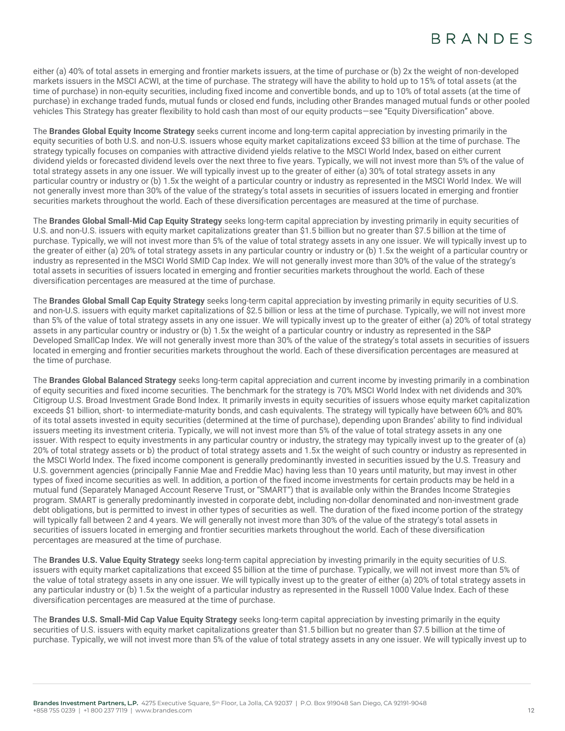either (a) 40% of total assets in emerging and frontier markets issuers, at the time of purchase or (b) 2x the weight of non-developed markets issuers in the MSCI ACWI, at the time of purchase. The strategy will have the ability to hold up to 15% of total assets (at the time of purchase) in non-equity securities, including fixed income and convertible bonds, and up to 10% of total assets (at the time of purchase) in exchange traded funds, mutual funds or closed end funds, including other Brandes managed mutual funds or other pooled vehicles This Strategy has greater flexibility to hold cash than most of our equity products—see "Equity Diversification" above.

The **Brandes Global Equity Income Strategy** seeks current income and long-term capital appreciation by investing primarily in the equity securities of both U.S. and non-U.S. issuers whose equity market capitalizations exceed $3 billion at the time of purchase. The strategy typically focuses on companies with attractive dividend yields relative to the MSCI World Index, based on either current dividend yields or forecasted dividend levels over the next three to five years. Typically, we will not invest more than 5% of the value of total strategy assets in any one issuer. We will typically invest up to the greater of either (a) 30% of total strategy assets in any particular country or industry or (b) 1.5x the weight of a particular country or industry as represented in the MSCI World Index. We will not generally invest more than 30% of the value of the strategy's total assets in securities of issuers located in emerging and frontier securities markets throughout the world. Each of these diversification percentages are measured at the time of purchase.

The **Brandes Global Small-Mid Cap Equity Strategy** seeks long-term capital appreciation by investing primarily in equity securities of U.S. and non-U.S. issuers with equity market capitalizations greater than $1.5 billion but no greater than $7.5 billion at the time of purchase. Typically, we will not invest more than 5% of the value of total strategy assets in any one issuer. We will typically invest up to the greater of either (a) 20% of total strategy assets in any particular country or industry or (b) 1.5x the weight of a particular country or industry as represented in the MSCI World SMID Cap Index. We will not generally invest more than 30% of the value of the strategy's total assets in securities of issuers located in emerging and frontier securities markets throughout the world. Each of these diversification percentages are measured at the time of purchase.

The **Brandes Global Small Cap Equity Strategy** seeks long-term capital appreciation by investing primarily in equity securities of U.S. and non-U.S. issuers with equity market capitalizations of $2.5 billion or less at the time of purchase. Typically, we will not invest more than 5% of the value of total strategy assets in any one issuer. We will typically invest up to the greater of either (a) 20% of total strategy assets in any particular country or industry or (b) 1.5x the weight of a particular country or industry as represented in the S&P Developed SmallCap Index. We will not generally invest more than 30% of the value of the strategy's total assets in securities of issuers located in emerging and frontier securities markets throughout the world. Each of these diversification percentages are measured at the time of purchase.

The **Brandes Global Balanced Strategy** seeks long-term capital appreciation and current income by investing primarily in a combination of equity securities and fixed income securities. The benchmark for the strategy is 70% MSCI World Index with net dividends and 30% Citigroup U.S. Broad Investment Grade Bond Index. It primarily invests in equity securities of issuers whose equity market capitalization exceeds $1 billion, short- to intermediate-maturity bonds, and cash equivalents. The strategy will typically have between 60% and 80% of its total assets invested in equity securities (determined at the time of purchase), depending upon Brandes' ability to find individual issuers meeting its investment criteria. Typically, we will not invest more than 5% of the value of total strategy assets in any one issuer. With respect to equity investments in any particular country or industry, the strategy may typically invest up to the greater of (a) 20% of total strategy assets or b) the product of total strategy assets and 1.5x the weight of such country or industry as represented in the MSCI World Index. The fixed income component is generally predominantly invested in securities issued by the U.S. Treasury and U.S. government agencies (principally Fannie Mae and Freddie Mac) having less than 10 years until maturity, but may invest in other types of fixed income securities as well. In addition, a portion of the fixed income investments for certain products may be held in a mutual fund (Separately Managed Account Reserve Trust, or "SMART") that is available only within the Brandes Income Strategies program. SMART is generally predominantly invested in corporate debt, including non-dollar denominated and non-investment grade debt obligations, but is permitted to invest in other types of securities as well. The duration of the fixed income portion of the strategy will typically fall between 2 and 4 years. We will generally not invest more than 30% of the value of the strategy's total assets in securities of issuers located in emerging and frontier securities markets throughout the world. Each of these diversification percentages are measured at the time of purchase.

The **Brandes U.S. Value Equity Strategy** seeks long-term capital appreciation by investing primarily in the equity securities of U.S. issuers with equity market capitalizations that exceed $5 billion at the time of purchase. Typically, we will not invest more than 5% of the value of total strategy assets in any one issuer. We will typically invest up to the greater of either (a) 20% of total strategy assets in any particular industry or (b) 1.5x the weight of a particular industry as represented in the Russell 1000 Value Index. Each of these diversification percentages are measured at the time of purchase.

The **Brandes U.S. Small-Mid Cap Value Equity Strategy** seeks long-term capital appreciation by investing primarily in the equity securities of U.S. issuers with equity market capitalizations greater than $1.5 billion but no greater than $7.5 billion at the time of purchase. Typically, we will not invest more than 5% of the value of total strategy assets in any one issuer. We will typically invest up to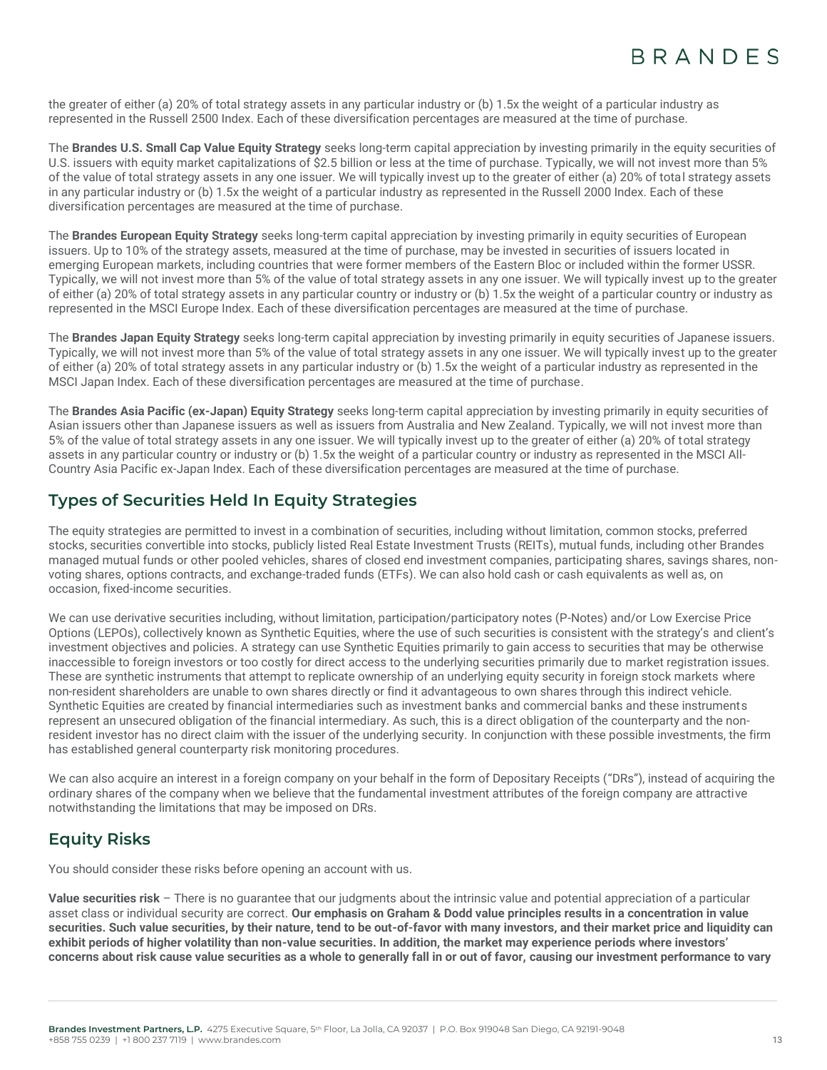the greater of either (a) 20% of total strategy assets in any particular industry or (b) 1.5x the weight of a particular industry as represented in the Russell 2500 Index. Each of these diversification percentages are measured at the time of purchase.

The **Brandes U.S. Small Cap Value Equity Strategy** seeks long-term capital appreciation by investing primarily in the equity securities of U.S. issuers with equity market capitalizations of $2.5 billion or less at the time of purchase. Typically, we will not invest more than 5% of the value of total strategy assets in any one issuer. We will typically invest up to the greater of either (a) 20% of total strategy assets in any particular industry or (b) 1.5x the weight of a particular industry as represented in the Russell 2000 Index. Each of these diversification percentages are measured at the time of purchase.

The **Brandes European Equity Strategy** seeks long-term capital appreciation by investing primarily in equity securities of European issuers. Up to 10% of the strategy assets, measured at the time of purchase, may be invested in securities of issuers located in emerging European markets, including countries that were former members of the Eastern Bloc or included within the former USSR. Typically, we will not invest more than 5% of the value of total strategy assets in any one issuer. We will typically invest up to the greater of either (a) 20% of total strategy assets in any particular country or industry or (b) 1.5x the weight of a particular country or industry as represented in the MSCI Europe Index. Each of these diversification percentages are measured at the time of purchase.

The **Brandes Japan Equity Strategy** seeks long-term capital appreciation by investing primarily in equity securities of Japanese issuers. Typically, we will not invest more than 5% of the value of total strategy assets in any one issuer. We will typically invest up to the greater of either (a) 20% of total strategy assets in any particular industry or (b) 1.5x the weight of a particular industry as represented in the MSCI Japan Index. Each of these diversification percentages are measured at the time of purchase.

The **Brandes Asia Pacific (ex-Japan) Equity Strategy** seeks long-term capital appreciation by investing primarily in equity securities of Asian issuers other than Japanese issuers as well as issuers from Australia and New Zealand. Typically, we will not invest more than 5% of the value of total strategy assets in any one issuer. We will typically invest up to the greater of either (a) 20% of total strategy assets in any particular country or industry or (b) 1.5x the weight of a particular country or industry as represented in the MSCI All-Country Asia Pacific ex-Japan Index. Each of these diversification percentages are measured at the time of purchase.

## Types of Securities Held In Equity Strategies

The equity strategies are permitted to invest in a combination of securities, including without limitation, common stocks, preferred stocks, securities convertible into stocks, publicly listed Real Estate Investment Trusts (REITs), mutual funds, including other Brandes managed mutual funds or other pooled vehicles, shares of closed end investment companies, participating shares, savings shares, non-voting shares, options contracts, and exchange-traded funds (ETFs). We can also hold cash or cash equivalents as well as, on occasion, fixed-income securities.

We can use derivative securities including, without limitation, participation/participatory notes (P-Notes) and/or Low Exercise Price Options (LEPOs), collectively known as Synthetic Equities, where the use of such securities is consistent with the strategy's and client's investment objectives and policies. A strategy can use Synthetic Equities primarily to gain access to securities that may be otherwise inaccessible to foreign investors or too costly for direct access to the underlying securities primarily due to market registration issues. These are synthetic instruments that attempt to replicate ownership of an underlying equity security in foreign stock markets where non-resident shareholders are unable to own shares directly or find it advantageous to own shares through this indirect vehicle. Synthetic Equities are created by financial intermediaries such as investment banks and commercial banks and these instruments represent an unsecured obligation of the financial intermediary. As such, this is a direct obligation of the counterparty and the non-resident investor has no direct claim with the issuer of the underlying security. In conjunction with these possible investments, the firm has established general counterparty risk monitoring procedures.

We can also acquire an interest in a foreign company on your behalf in the form of Depositary Receipts ("DRs"), instead of acquiring the ordinary shares of the company when we believe that the fundamental investment attributes of the foreign company are attractive notwithstanding the limitations that may be imposed on DRs.

## Equity Risks

You should consider these risks before opening an account with us.

**Value securities risk** – There is no guarantee that our judgments about the intrinsic value and potential appreciation of a particular asset class or individual security are correct. **Our emphasis on Graham & Dodd value principles results in a concentration in value securities. Such value securities, by their nature, tend to be out-of-favor with many investors, and their market price and liquidity can exhibit periods of higher volatility than non-value securities. In addition, the market may experience periods where investors' concerns about risk cause value securities as a whole to generally fall in or out of favor, causing our investment performance to vary**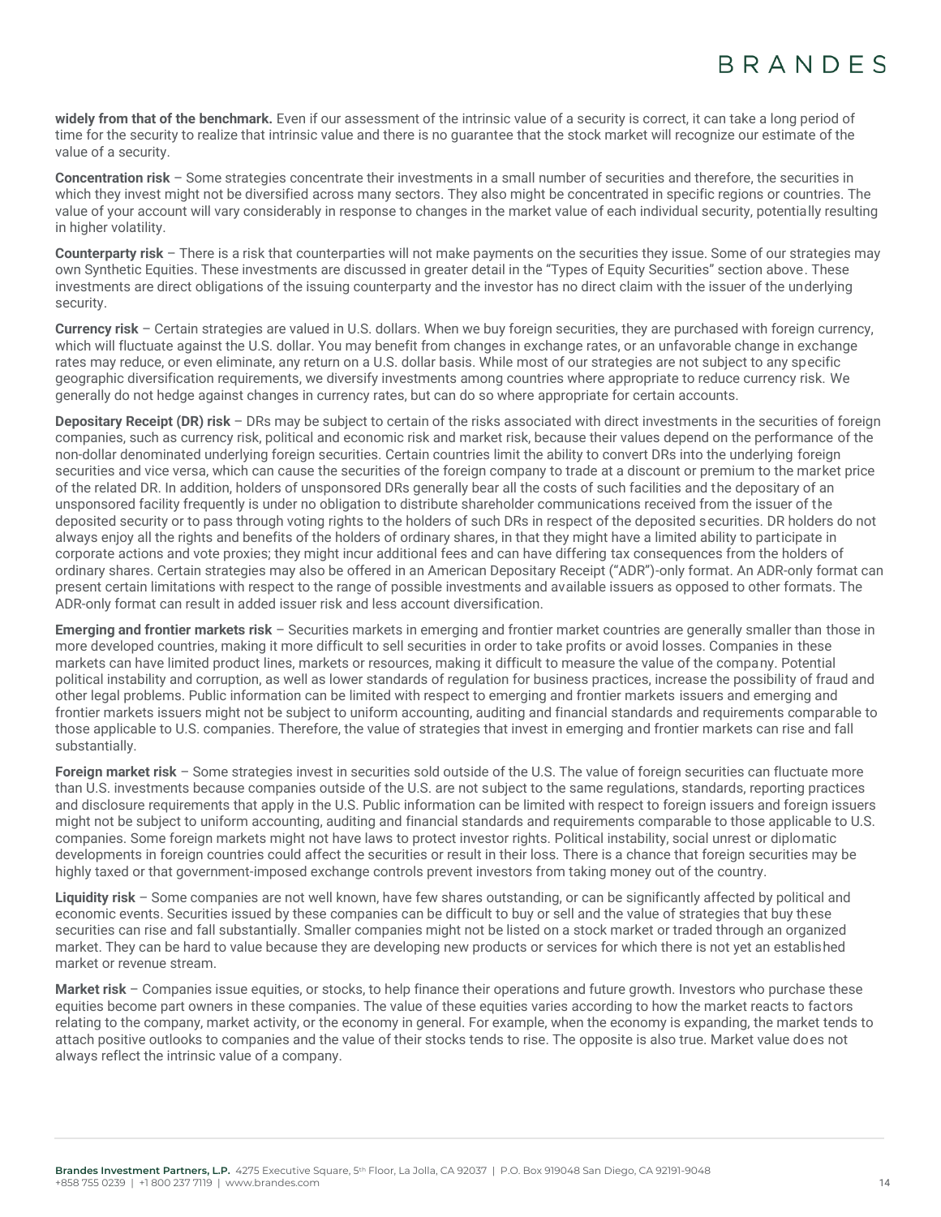**widely from that of the benchmark.** Even if our assessment of the intrinsic value of a security is correct, it can take a long period of time for the security to realize that intrinsic value and there is no guarantee that the stock market will recognize our estimate of the value of a security.

**Concentration risk** – Some strategies concentrate their investments in a small number of securities and therefore, the securities in which they invest might not be diversified across many sectors. They also might be concentrated in specific regions or countries. The value of your account will vary considerably in response to changes in the market value of each individual security, potentially resulting in higher volatility.

**Counterparty risk** – There is a risk that counterparties will not make payments on the securities they issue. Some of our strategies may own Synthetic Equities. These investments are discussed in greater detail in the "Types of Equity Securities" section above. These investments are direct obligations of the issuing counterparty and the investor has no direct claim with the issuer of the underlying security.

**Currency risk** – Certain strategies are valued in U.S. dollars. When we buy foreign securities, they are purchased with foreign currency, which will fluctuate against the U.S. dollar. You may benefit from changes in exchange rates, or an unfavorable change in exchange rates may reduce, or even eliminate, any return on a U.S. dollar basis. While most of our strategies are not subject to any specific geographic diversification requirements, we diversify investments among countries where appropriate to reduce currency risk. We generally do not hedge against changes in currency rates, but can do so where appropriate for certain accounts.

**Depositary Receipt (DR) risk** – DRs may be subject to certain of the risks associated with direct investments in the securities of foreign companies, such as currency risk, political and economic risk and market risk, because their values depend on the performance of the non-dollar denominated underlying foreign securities. Certain countries limit the ability to convert DRs into the underlying foreign securities and vice versa, which can cause the securities of the foreign company to trade at a discount or premium to the market price of the related DR. In addition, holders of unsponsored DRs generally bear all the costs of such facilities and the depositary of an unsponsored facility frequently is under no obligation to distribute shareholder communications received from the issuer of the deposited security or to pass through voting rights to the holders of such DRs in respect of the deposited securities. DR holders do not always enjoy all the rights and benefits of the holders of ordinary shares, in that they might have a limited ability to participate in corporate actions and vote proxies; they might incur additional fees and can have differing tax consequences from the holders of ordinary shares. Certain strategies may also be offered in an American Depositary Receipt ("ADR")-only format. An ADR-only format can present certain limitations with respect to the range of possible investments and available issuers as opposed to other formats. The ADR-only format can result in added issuer risk and less account diversification.

**Emerging and frontier markets risk** – Securities markets in emerging and frontier market countries are generally smaller than those in more developed countries, making it more difficult to sell securities in order to take profits or avoid losses. Companies in these markets can have limited product lines, markets or resources, making it difficult to measure the value of the company. Potential political instability and corruption, as well as lower standards of regulation for business practices, increase the possibility of fraud and other legal problems. Public information can be limited with respect to emerging and frontier markets issuers and emerging and frontier markets issuers might not be subject to uniform accounting, auditing and financial standards and requirements comparable to those applicable to U.S. companies. Therefore, the value of strategies that invest in emerging and frontier markets can rise and fall substantially.

**Foreign market risk** – Some strategies invest in securities sold outside of the U.S. The value of foreign securities can fluctuate more than U.S. investments because companies outside of the U.S. are not subject to the same regulations, standards, reporting practices and disclosure requirements that apply in the U.S. Public information can be limited with respect to foreign issuers and foreign issuers might not be subject to uniform accounting, auditing and financial standards and requirements comparable to those applicable to U.S. companies. Some foreign markets might not have laws to protect investor rights. Political instability, social unrest or diplomatic developments in foreign countries could affect the securities or result in their loss. There is a chance that foreign securities may be highly taxed or that government-imposed exchange controls prevent investors from taking money out of the country.

**Liquidity risk** – Some companies are not well known, have few shares outstanding, or can be significantly affected by political and economic events. Securities issued by these companies can be difficult to buy or sell and the value of strategies that buy these securities can rise and fall substantially. Smaller companies might not be listed on a stock market or traded through an organized market. They can be hard to value because they are developing new products or services for which there is not yet an established market or revenue stream.

**Market risk** – Companies issue equities, or stocks, to help finance their operations and future growth. Investors who purchase these equities become part owners in these companies. The value of these equities varies according to how the market reacts to factors relating to the company, market activity, or the economy in general. For example, when the economy is expanding, the market tends to attach positive outlooks to companies and the value of their stocks tends to rise. The opposite is also true. Market value does not always reflect the intrinsic value of a company.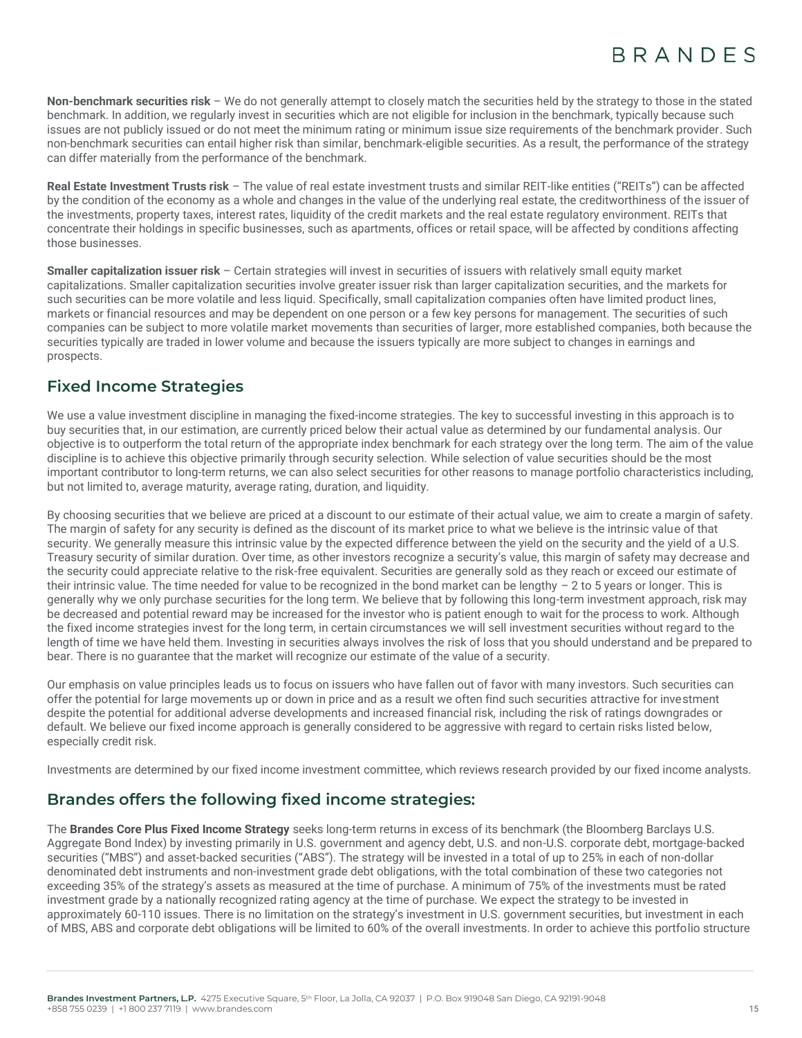**Non-benchmark securities risk** – We do not generally attempt to closely match the securities held by the strategy to those in the stated benchmark. In addition, we regularly invest in securities which are not eligible for inclusion in the benchmark, typically because such issues are not publicly issued or do not meet the minimum rating or minimum issue size requirements of the benchmark provider. Such non-benchmark securities can entail higher risk than similar, benchmark-eligible securities. As a result, the performance of the strategy can differ materially from the performance of the benchmark.

**Real Estate Investment Trusts risk** – The value of real estate investment trusts and similar REIT-like entities ("REITs") can be affected by the condition of the economy as a whole and changes in the value of the underlying real estate, the creditworthiness of the issuer of the investments, property taxes, interest rates, liquidity of the credit markets and the real estate regulatory environment. REITs that concentrate their holdings in specific businesses, such as apartments, offices or retail space, will be affected by conditions affecting those businesses.

**Smaller capitalization issuer risk** – Certain strategies will invest in securities of issuers with relatively small equity market capitalizations. Smaller capitalization securities involve greater issuer risk than larger capitalization securities, and the markets for such securities can be more volatile and less liquid. Specifically, small capitalization companies often have limited product lines, markets or financial resources and may be dependent on one person or a few key persons for management. The securities of such companies can be subject to more volatile market movements than securities of larger, more established companies, both because the securities typically are traded in lower volume and because the issuers typically are more subject to changes in earnings and prospects.

## Fixed Income Strategies

We use a value investment discipline in managing the fixed-income strategies. The key to successful investing in this approach is to buy securities that, in our estimation, are currently priced below their actual value as determined by our fundamental analysis. Our objective is to outperform the total return of the appropriate index benchmark for each strategy over the long term. The aim of the value discipline is to achieve this objective primarily through security selection. While selection of value securities should be the most important contributor to long-term returns, we can also select securities for other reasons to manage portfolio characteristics including, but not limited to, average maturity, average rating, duration, and liquidity.

By choosing securities that we believe are priced at a discount to our estimate of their actual value, we aim to create a margin of safety. The margin of safety for any security is defined as the discount of its market price to what we believe is the intrinsic value of that security. We generally measure this intrinsic value by the expected difference between the yield on the security and the yield of a U.S. Treasury security of similar duration. Over time, as other investors recognize a security's value, this margin of safety may decrease and the security could appreciate relative to the risk-free equivalent. Securities are generally sold as they reach or exceed our estimate of their intrinsic value. The time needed for value to be recognized in the bond market can be lengthy – 2 to 5 years or longer. This is generally why we only purchase securities for the long term. We believe that by following this long-term investment approach, risk may be decreased and potential reward may be increased for the investor who is patient enough to wait for the process to work. Although the fixed income strategies invest for the long term, in certain circumstances we will sell investment securities without regard to the length of time we have held them. Investing in securities always involves the risk of loss that you should understand and be prepared to bear. There is no guarantee that the market will recognize our estimate of the value of a security.

Our emphasis on value principles leads us to focus on issuers who have fallen out of favor with many investors. Such securities can offer the potential for large movements up or down in price and as a result we often find such securities attractive for investment despite the potential for additional adverse developments and increased financial risk, including the risk of ratings downgrades or default. We believe our fixed income approach is generally considered to be aggressive with regard to certain risks listed below, especially credit risk.

Investments are determined by our fixed income investment committee, which reviews research provided by our fixed income analysts.

## Brandes offers the following fixed income strategies:

The **Brandes Core Plus Fixed Income Strategy** seeks long-term returns in excess of its benchmark (the Bloomberg Barclays U.S. Aggregate Bond Index) by investing primarily in U.S. government and agency debt, U.S. and non-U.S. corporate debt, mortgage-backed securities ("MBS") and asset-backed securities ("ABS"). The strategy will be invested in a total of up to 25% in each of non-dollar denominated debt instruments and non-investment grade debt obligations, with the total combination of these two categories not exceeding 35% of the strategy's assets as measured at the time of purchase. A minimum of 75% of the investments must be rated investment grade by a nationally recognized rating agency at the time of purchase. We expect the strategy to be invested in approximately 60-110 issues. There is no limitation on the strategy's investment in U.S. government securities, but investment in each of MBS, ABS and corporate debt obligations will be limited to 60% of the overall investments. In order to achieve this portfolio structure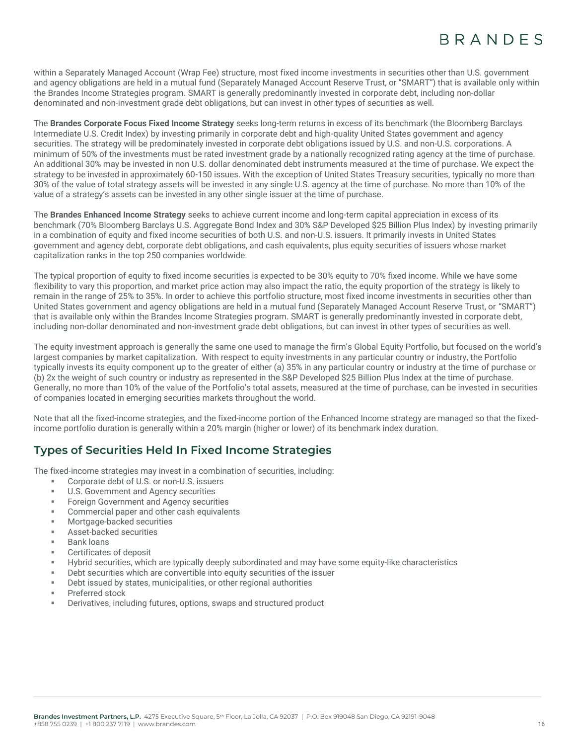within a Separately Managed Account (Wrap Fee) structure, most fixed income investments in securities other than U.S. government and agency obligations are held in a mutual fund (Separately Managed Account Reserve Trust, or "SMART") that is available only within the Brandes Income Strategies program. SMART is generally predominantly invested in corporate debt, including non-dollar denominated and non-investment grade debt obligations, but can invest in other types of securities as well.

The **Brandes Corporate Focus Fixed Income Strategy** seeks long-term returns in excess of its benchmark (the Bloomberg Barclays Intermediate U.S. Credit Index) by investing primarily in corporate debt and high-quality United States government and agency securities. The strategy will be predominately invested in corporate debt obligations issued by U.S. and non-U.S. corporations. A minimum of 50% of the investments must be rated investment grade by a nationally recognized rating agency at the time of purchase. An additional 30% may be invested in non U.S. dollar denominated debt instruments measured at the time of purchase. We expect the strategy to be invested in approximately 60-150 issues. With the exception of United States Treasury securities, typically no more than 30% of the value of total strategy assets will be invested in any single U.S. agency at the time of purchase. No more than 10% of the value of a strategy's assets can be invested in any other single issuer at the time of purchase.

The **Brandes Enhanced Income Strategy** seeks to achieve current income and long-term capital appreciation in excess of its benchmark (70% Bloomberg Barclays U.S. Aggregate Bond Index and 30% S&P Developed $25 Billion Plus Index) by investing primarily in a combination of equity and fixed income securities of both U.S. and non-U.S. issuers. It primarily invests in United States government and agency debt, corporate debt obligations, and cash equivalents, plus equity securities of issuers whose market capitalization ranks in the top 250 companies worldwide.

The typical proportion of equity to fixed income securities is expected to be 30% equity to 70% fixed income. While we have some flexibility to vary this proportion, and market price action may also impact the ratio, the equity proportion of the strategy is likely to remain in the range of 25% to 35%. In order to achieve this portfolio structure, most fixed income investments in securities other than United States government and agency obligations are held in a mutual fund (Separately Managed Account Reserve Trust, or "SMART") that is available only within the Brandes Income Strategies program. SMART is generally predominantly invested in corporate debt, including non-dollar denominated and non-investment grade debt obligations, but can invest in other types of securities as well.

The equity investment approach is generally the same one used to manage the firm's Global Equity Portfolio, but focused on the world's largest companies by market capitalization. With respect to equity investments in any particular country or industry, the Portfolio typically invests its equity component up to the greater of either (a) 35% in any particular country or industry at the time of purchase or (b) 2x the weight of such country or industry as represented in the S&P Developed $25 Billion Plus Index at the time of purchase. Generally, no more than 10% of the value of the Portfolio's total assets, measured at the time of purchase, can be invested in securities of companies located in emerging securities markets throughout the world.

Note that all the fixed-income strategies, and the fixed-income portion of the Enhanced Income strategy are managed so that the fixed-income portfolio duration is generally within a 20% margin (higher or lower) of its benchmark index duration.

## Types of Securities Held In Fixed Income Strategies

The fixed-income strategies may invest in a combination of securities, including:

- Corporate debt of U.S. or non-U.S. issuers
- U.S. Government and Agency securities
- Foreign Government and Agency securities
- Commercial paper and other cash equivalents
- Mortgage-backed securities
- Asset-backed securities
- Bank loans
- Certificates of deposit
- Hybrid securities, which are typically deeply subordinated and may have some equity-like characteristics
- Debt securities which are convertible into equity securities of the issuer
- Debt issued by states, municipalities, or other regional authorities
- Preferred stock
- Derivatives, including futures, options, swaps and structured product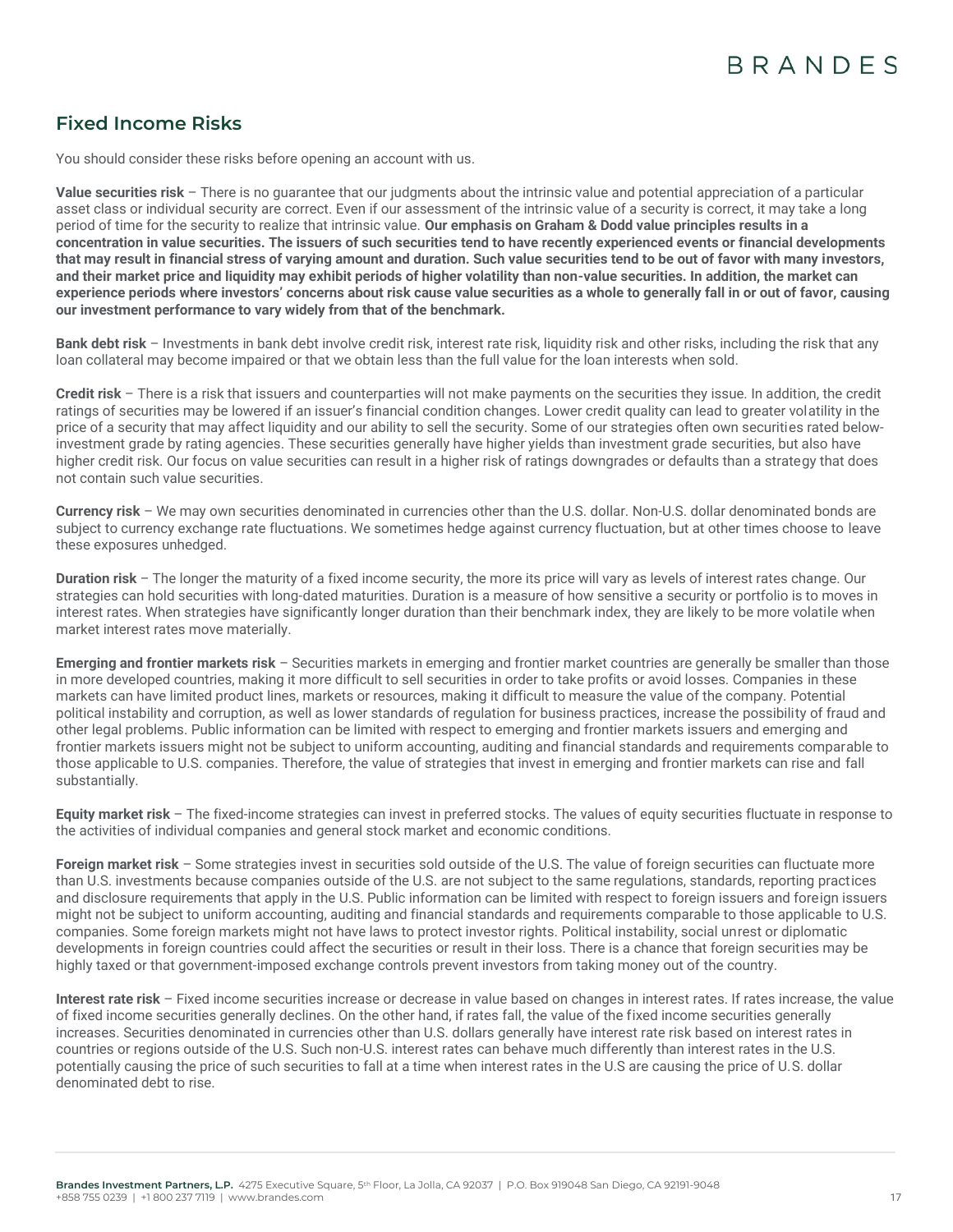## Fixed Income Risks

You should consider these risks before opening an account with us.

**Value securities risk** – There is no guarantee that our judgments about the intrinsic value and potential appreciation of a particular asset class or individual security are correct. Even if our assessment of the intrinsic value of a security is correct, it may take a long period of time for the security to realize that intrinsic value. **Our emphasis on Graham & Dodd value principles results in a concentration in value securities. The issuers of such securities tend to have recently experienced events or financial developments that may result in financial stress of varying amount and duration. Such value securities tend to be out of favor with many investors, and their market price and liquidity may exhibit periods of higher volatility than non-value securities. In addition, the market can experience periods where investors' concerns about risk cause value securities as a whole to generally fall in or out of favor, causing our investment performance to vary widely from that of the benchmark.**

**Bank debt risk** – Investments in bank debt involve credit risk, interest rate risk, liquidity risk and other risks, including the risk that any loan collateral may become impaired or that we obtain less than the full value for the loan interests when sold.

**Credit risk** – There is a risk that issuers and counterparties will not make payments on the securities they issue. In addition, the credit ratings of securities may be lowered if an issuer's financial condition changes. Lower credit quality can lead to greater volatility in the price of a security that may affect liquidity and our ability to sell the security. Some of our strategies often own securities rated below-investment grade by rating agencies. These securities generally have higher yields than investment grade securities, but also have higher credit risk. Our focus on value securities can result in a higher risk of ratings downgrades or defaults than a strategy that does not contain such value securities.

**Currency risk** – We may own securities denominated in currencies other than the U.S. dollar. Non-U.S. dollar denominated bonds are subject to currency exchange rate fluctuations. We sometimes hedge against currency fluctuation, but at other times choose to leave these exposures unhedged.

**Duration risk** – The longer the maturity of a fixed income security, the more its price will vary as levels of interest rates change. Our strategies can hold securities with long-dated maturities. Duration is a measure of how sensitive a security or portfolio is to moves in interest rates. When strategies have significantly longer duration than their benchmark index, they are likely to be more volatile when market interest rates move materially.

**Emerging and frontier markets risk** – Securities markets in emerging and frontier market countries are generally be smaller than those in more developed countries, making it more difficult to sell securities in order to take profits or avoid losses. Companies in these markets can have limited product lines, markets or resources, making it difficult to measure the value of the company. Potential political instability and corruption, as well as lower standards of regulation for business practices, increase the possibility of fraud and other legal problems. Public information can be limited with respect to emerging and frontier markets issuers and emerging and frontier markets issuers might not be subject to uniform accounting, auditing and financial standards and requirements comparable to those applicable to U.S. companies. Therefore, the value of strategies that invest in emerging and frontier markets can rise and fall substantially.

**Equity market risk** – The fixed-income strategies can invest in preferred stocks. The values of equity securities fluctuate in response to the activities of individual companies and general stock market and economic conditions.

**Foreign market risk** – Some strategies invest in securities sold outside of the U.S. The value of foreign securities can fluctuate more than U.S. investments because companies outside of the U.S. are not subject to the same regulations, standards, reporting practices and disclosure requirements that apply in the U.S. Public information can be limited with respect to foreign issuers and foreign issuers might not be subject to uniform accounting, auditing and financial standards and requirements comparable to those applicable to U.S. companies. Some foreign markets might not have laws to protect investor rights. Political instability, social unrest or diplomatic developments in foreign countries could affect the securities or result in their loss. There is a chance that foreign securities may be highly taxed or that government-imposed exchange controls prevent investors from taking money out of the country.

**Interest rate risk** – Fixed income securities increase or decrease in value based on changes in interest rates. If rates increase, the value of fixed income securities generally declines. On the other hand, if rates fall, the value of the fixed income securities generally increases. Securities denominated in currencies other than U.S. dollars generally have interest rate risk based on interest rates in countries or regions outside of the U.S. Such non-U.S. interest rates can behave much differently than interest rates in the U.S. potentially causing the price of such securities to fall at a time when interest rates in the U.S are causing the price of U.S. dollar denominated debt to rise.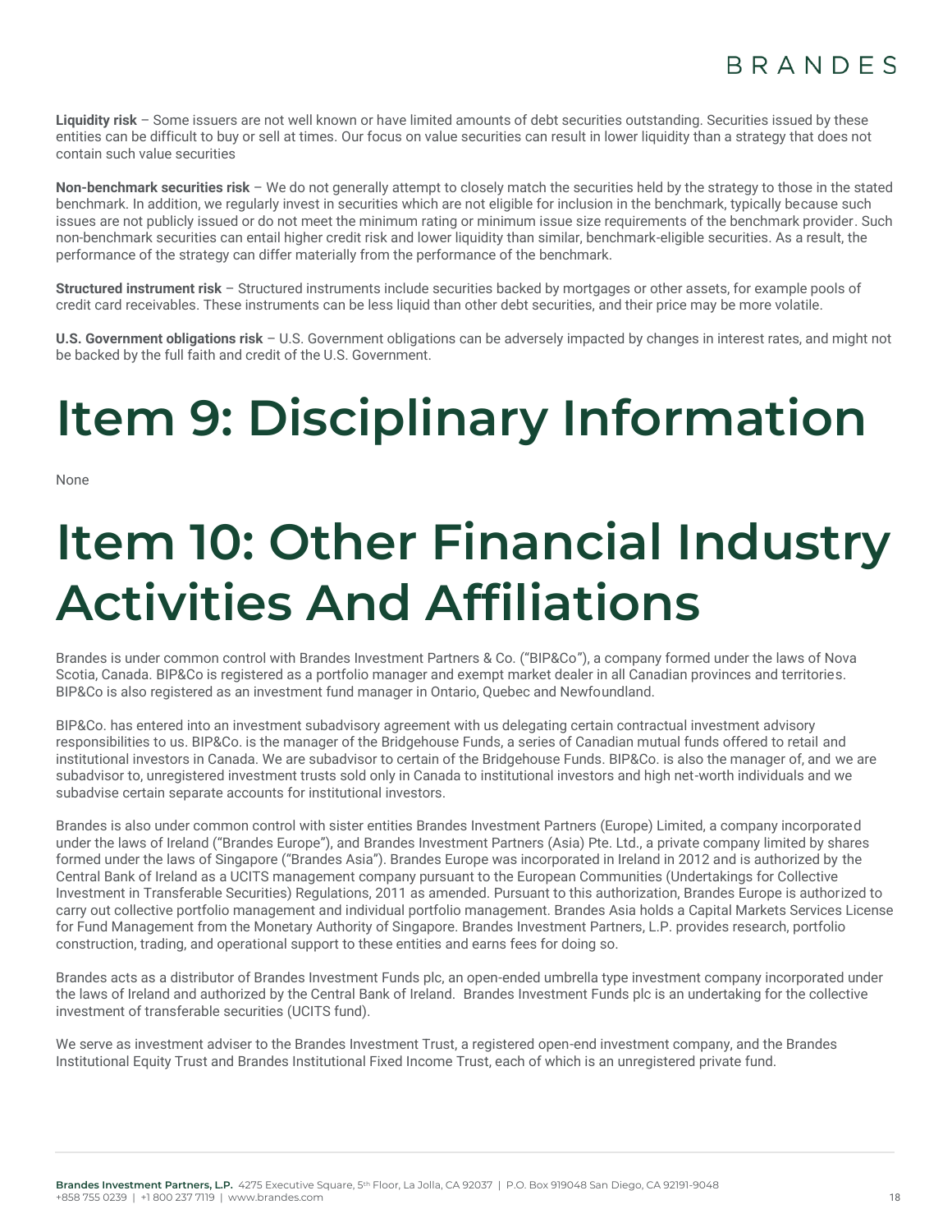**Liquidity risk** – Some issuers are not well known or have limited amounts of debt securities outstanding. Securities issued by these entities can be difficult to buy or sell at times. Our focus on value securities can result in lower liquidity than a strategy that does not contain such value securities

**Non-benchmark securities risk** – We do not generally attempt to closely match the securities held by the strategy to those in the stated benchmark. In addition, we regularly invest in securities which are not eligible for inclusion in the benchmark, typically because such issues are not publicly issued or do not meet the minimum rating or minimum issue size requirements of the benchmark provider. Such non-benchmark securities can entail higher credit risk and lower liquidity than similar, benchmark-eligible securities. As a result, the performance of the strategy can differ materially from the performance of the benchmark.

**Structured instrument risk** – Structured instruments include securities backed by mortgages or other assets, for example pools of credit card receivables. These instruments can be less liquid than other debt securities, and their price may be more volatile.

**U.S. Government obligations risk** – U.S. Government obligations can be adversely impacted by changes in interest rates, and might not be backed by the full faith and credit of the U.S. Government.

# Item 9: Disciplinary Information

None

# Item 10: Other Financial Industry Activities And Affiliations

Brandes is under common control with Brandes Investment Partners & Co. ("BIP&Co"), a company formed under the laws of Nova Scotia, Canada. BIP&Co is registered as a portfolio manager and exempt market dealer in all Canadian provinces and territories. BIP&Co is also registered as an investment fund manager in Ontario, Quebec and Newfoundland.

BIP&Co. has entered into an investment subadvisory agreement with us delegating certain contractual investment advisory responsibilities to us. BIP&Co. is the manager of the Bridgehouse Funds, a series of Canadian mutual funds offered to retail and institutional investors in Canada. We are subadvisor to certain of the Bridgehouse Funds. BIP&Co. is also the manager of, and we are subadvisor to, unregistered investment trusts sold only in Canada to institutional investors and high net-worth individuals and we subadvise certain separate accounts for institutional investors.

Brandes is also under common control with sister entities Brandes Investment Partners (Europe) Limited, a company incorporated under the laws of Ireland ("Brandes Europe"), and Brandes Investment Partners (Asia) Pte. Ltd., a private company limited by shares formed under the laws of Singapore ("Brandes Asia"). Brandes Europe was incorporated in Ireland in 2012 and is authorized by the Central Bank of Ireland as a UCITS management company pursuant to the European Communities (Undertakings for Collective Investment in Transferable Securities) Regulations, 2011 as amended. Pursuant to this authorization, Brandes Europe is authorized to carry out collective portfolio management and individual portfolio management. Brandes Asia holds a Capital Markets Services License for Fund Management from the Monetary Authority of Singapore. Brandes Investment Partners, L.P. provides research, portfolio construction, trading, and operational support to these entities and earns fees for doing so.

Brandes acts as a distributor of Brandes Investment Funds plc, an open-ended umbrella type investment company incorporated under the laws of Ireland and authorized by the Central Bank of Ireland. Brandes Investment Funds plc is an undertaking for the collective investment of transferable securities (UCITS fund).

We serve as investment adviser to the Brandes Investment Trust, a registered open-end investment company, and the Brandes Institutional Equity Trust and Brandes Institutional Fixed Income Trust, each of which is an unregistered private fund.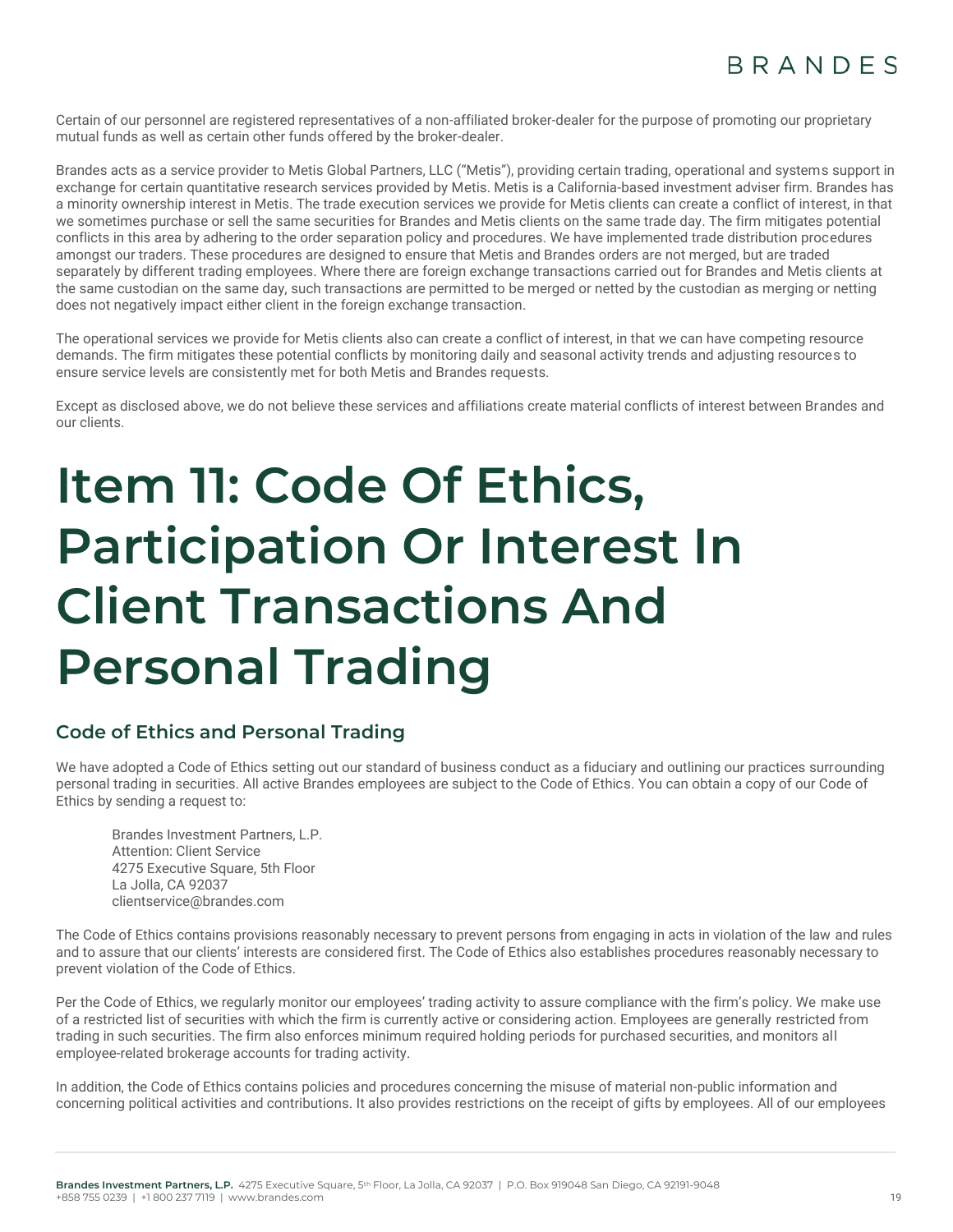Certain of our personnel are registered representatives of a non-affiliated broker-dealer for the purpose of promoting our proprietary mutual funds as well as certain other funds offered by the broker-dealer.

Brandes acts as a service provider to Metis Global Partners, LLC ("Metis"), providing certain trading, operational and systems support in exchange for certain quantitative research services provided by Metis. Metis is a California-based investment adviser firm. Brandes has a minority ownership interest in Metis. The trade execution services we provide for Metis clients can create a conflict of interest, in that we sometimes purchase or sell the same securities for Brandes and Metis clients on the same trade day. The firm mitigates potential conflicts in this area by adhering to the order separation policy and procedures. We have implemented trade distribution procedures amongst our traders. These procedures are designed to ensure that Metis and Brandes orders are not merged, but are traded separately by different trading employees. Where there are foreign exchange transactions carried out for Brandes and Metis clients at the same custodian on the same day, such transactions are permitted to be merged or netted by the custodian as merging or netting does not negatively impact either client in the foreign exchange transaction.

The operational services we provide for Metis clients also can create a conflict of interest, in that we can have competing resource demands. The firm mitigates these potential conflicts by monitoring daily and seasonal activity trends and adjusting resources to ensure service levels are consistently met for both Metis and Brandes requests.

Except as disclosed above, we do not believe these services and affiliations create material conflicts of interest between Brandes and our clients.

# Item 11: Code Of Ethics, Participation Or Interest In Client Transactions And Personal Trading

## Code of Ethics and Personal Trading

We have adopted a Code of Ethics setting out our standard of business conduct as a fiduciary and outlining our practices surrounding personal trading in securities. All active Brandes employees are subject to the Code of Ethics. You can obtain a copy of our Code of Ethics by sending a request to:

Brandes Investment Partners, L.P.
Attention: Client Service
4275 Executive Square, 5th Floor
La Jolla, CA 92037
clientservice@brandes.com

The Code of Ethics contains provisions reasonably necessary to prevent persons from engaging in acts in violation of the law and rules and to assure that our clients' interests are considered first. The Code of Ethics also establishes procedures reasonably necessary to prevent violation of the Code of Ethics.

Per the Code of Ethics, we regularly monitor our employees' trading activity to assure compliance with the firm's policy. We make use of a restricted list of securities with which the firm is currently active or considering action. Employees are generally restricted from trading in such securities. The firm also enforces minimum required holding periods for purchased securities, and monitors all employee-related brokerage accounts for trading activity.

In addition, the Code of Ethics contains policies and procedures concerning the misuse of material non-public information and concerning political activities and contributions. It also provides restrictions on the receipt of gifts by employees. All of our employees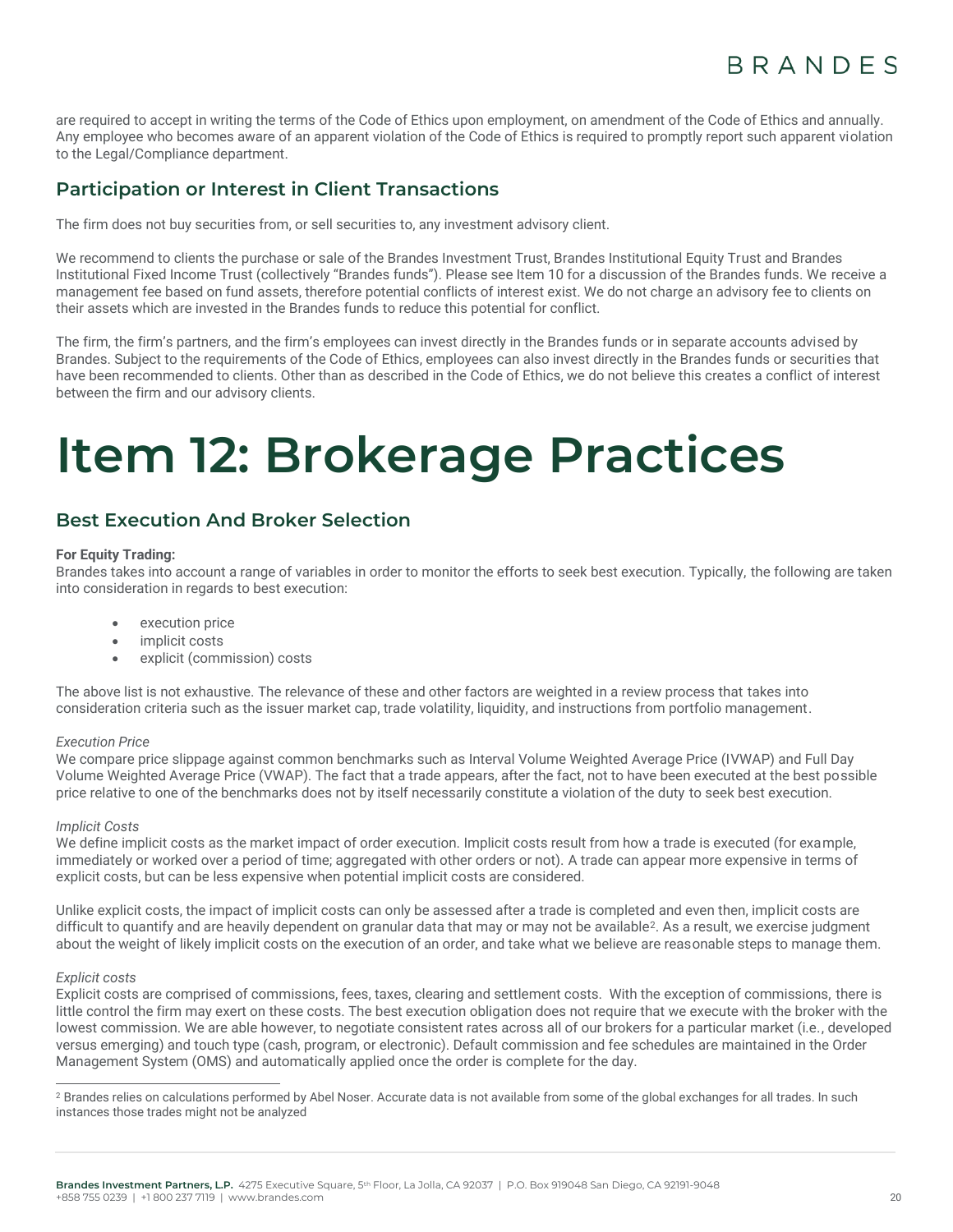are required to accept in writing the terms of the Code of Ethics upon employment, on amendment of the Code of Ethics and annually. Any employee who becomes aware of an apparent violation of the Code of Ethics is required to promptly report such apparent violation to the Legal/Compliance department.

## Participation or Interest in Client Transactions

The firm does not buy securities from, or sell securities to, any investment advisory client.

We recommend to clients the purchase or sale of the Brandes Investment Trust, Brandes Institutional Equity Trust and Brandes Institutional Fixed Income Trust (collectively "Brandes funds"). Please see Item 10 for a discussion of the Brandes funds. We receive a management fee based on fund assets, therefore potential conflicts of interest exist. We do not charge an advisory fee to clients on their assets which are invested in the Brandes funds to reduce this potential for conflict.

The firm, the firm's partners, and the firm's employees can invest directly in the Brandes funds or in separate accounts advised by Brandes. Subject to the requirements of the Code of Ethics, employees can also invest directly in the Brandes funds or securities that have been recommended to clients. Other than as described in the Code of Ethics, we do not believe this creates a conflict of interest between the firm and our advisory clients.

# Item 12: Brokerage Practices

## Best Execution And Broker Selection

**For Equity Trading:**
Brandes takes into account a range of variables in order to monitor the efforts to seek best execution. Typically, the following are taken into consideration in regards to best execution:

- execution price
- implicit costs
- explicit (commission) costs

The above list is not exhaustive. The relevance of these and other factors are weighted in a review process that takes into consideration criteria such as the issuer market cap, trade volatility, liquidity, and instructions from portfolio management.

*Execution Price*
We compare price slippage against common benchmarks such as Interval Volume Weighted Average Price (IVWAP) and Full Day Volume Weighted Average Price (VWAP). The fact that a trade appears, after the fact, not to have been executed at the best possible price relative to one of the benchmarks does not by itself necessarily constitute a violation of the duty to seek best execution.

*Implicit Costs*
We define implicit costs as the market impact of order execution. Implicit costs result from how a trade is executed (for example, immediately or worked over a period of time; aggregated with other orders or not). A trade can appear more expensive in terms of explicit costs, but can be less expensive when potential implicit costs are considered.

Unlike explicit costs, the impact of implicit costs can only be assessed after a trade is completed and even then, implicit costs are difficult to quantify and are heavily dependent on granular data that may or may not be available[2]. As a result, we exercise judgment about the weight of likely implicit costs on the execution of an order, and take what we believe are reasonable steps to manage them.

*Explicit costs*
Explicit costs are comprised of commissions, fees, taxes, clearing and settlement costs. With the exception of commissions, there is little control the firm may exert on these costs. The best execution obligation does not require that we execute with the broker with the lowest commission. We are able however, to negotiate consistent rates across all of our brokers for a particular market (i.e., developed versus emerging) and touch type (cash, program, or electronic). Default commission and fee schedules are maintained in the Order Management System (OMS) and automatically applied once the order is complete for the day.

[2] Brandes relies on calculations performed by Abel Noser. Accurate data is not available from some of the global exchanges for all trades. In such instances those trades might not be analyzed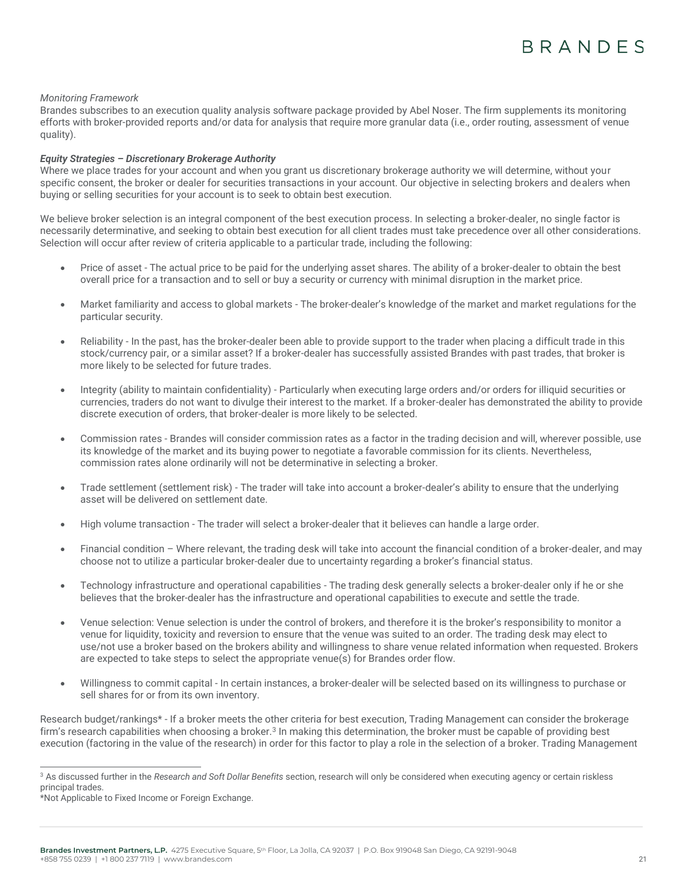*Monitoring Framework*
Brandes subscribes to an execution quality analysis software package provided by Abel Noser. The firm supplements its monitoring efforts with broker-provided reports and/or data for analysis that require more granular data (i.e., order routing, assessment of venue quality).

***Equity Strategies – Discretionary Brokerage Authority***
Where we place trades for your account and when you grant us discretionary brokerage authority we will determine, without your specific consent, the broker or dealer for securities transactions in your account. Our objective in selecting brokers and dealers when buying or selling securities for your account is to seek to obtain best execution.

We believe broker selection is an integral component of the best execution process. In selecting a broker-dealer, no single factor is necessarily determinative, and seeking to obtain best execution for all client trades must take precedence over all other considerations. Selection will occur after review of criteria applicable to a particular trade, including the following:

- Price of asset - The actual price to be paid for the underlying asset shares. The ability of a broker-dealer to obtain the best overall price for a transaction and to sell or buy a security or currency with minimal disruption in the market price.
- Market familiarity and access to global markets - The broker-dealer's knowledge of the market and market regulations for the particular security.
- Reliability - In the past, has the broker-dealer been able to provide support to the trader when placing a difficult trade in this stock/currency pair, or a similar asset? If a broker-dealer has successfully assisted Brandes with past trades, that broker is more likely to be selected for future trades.
- Integrity (ability to maintain confidentiality) - Particularly when executing large orders and/or orders for illiquid securities or currencies, traders do not want to divulge their interest to the market. If a broker-dealer has demonstrated the ability to provide discrete execution of orders, that broker-dealer is more likely to be selected.
- Commission rates - Brandes will consider commission rates as a factor in the trading decision and will, wherever possible, use its knowledge of the market and its buying power to negotiate a favorable commission for its clients. Nevertheless, commission rates alone ordinarily will not be determinative in selecting a broker.
- Trade settlement (settlement risk) - The trader will take into account a broker-dealer's ability to ensure that the underlying asset will be delivered on settlement date.
- High volume transaction - The trader will select a broker-dealer that it believes can handle a large order.
- Financial condition – Where relevant, the trading desk will take into account the financial condition of a broker-dealer, and may choose not to utilize a particular broker-dealer due to uncertainty regarding a broker's financial status.
- Technology infrastructure and operational capabilities - The trading desk generally selects a broker-dealer only if he or she believes that the broker-dealer has the infrastructure and operational capabilities to execute and settle the trade.
- Venue selection: Venue selection is under the control of brokers, and therefore it is the broker's responsibility to monitor a venue for liquidity, toxicity and reversion to ensure that the venue was suited to an order. The trading desk may elect to use/not use a broker based on the brokers ability and willingness to share venue related information when requested. Brokers are expected to take steps to select the appropriate venue(s) for Brandes order flow.
- Willingness to commit capital - In certain instances, a broker-dealer will be selected based on its willingness to purchase or sell shares for or from its own inventory.

Research budget/rankings* - If a broker meets the other criteria for best execution, Trading Management can consider the brokerage firm's research capabilities when choosing a broker.[3] In making this determination, the broker must be capable of providing best execution (factoring in the value of the research) in order for this factor to play a role in the selection of a broker. Trading Management

[3] As discussed further in the *Research and Soft Dollar Benefits* section, research will only be considered when executing agency or certain riskless principal trades.

*Not Applicable to Fixed Income or Foreign Exchange.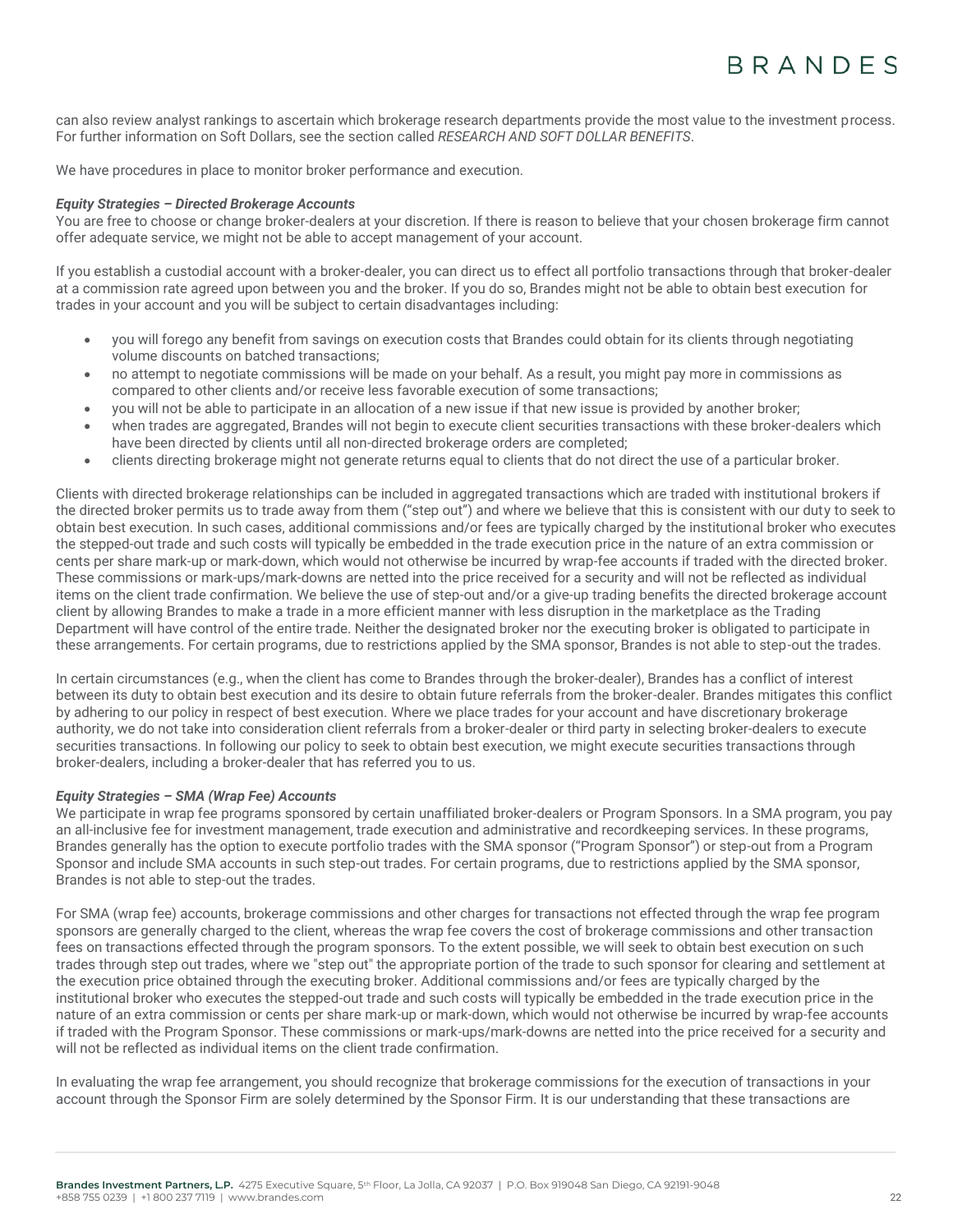can also review analyst rankings to ascertain which brokerage research departments provide the most value to the investment process. For further information on Soft Dollars, see the section called *RESEARCH AND SOFT DOLLAR BENEFITS*.

We have procedures in place to monitor broker performance and execution.

***Equity Strategies – Directed Brokerage Accounts***

You are free to choose or change broker-dealers at your discretion. If there is reason to believe that your chosen brokerage firm cannot offer adequate service, we might not be able to accept management of your account.

If you establish a custodial account with a broker-dealer, you can direct us to effect all portfolio transactions through that broker-dealer at a commission rate agreed upon between you and the broker. If you do so, Brandes might not be able to obtain best execution for trades in your account and you will be subject to certain disadvantages including:

- you will forego any benefit from savings on execution costs that Brandes could obtain for its clients through negotiating volume discounts on batched transactions;
- no attempt to negotiate commissions will be made on your behalf. As a result, you might pay more in commissions as compared to other clients and/or receive less favorable execution of some transactions;
- you will not be able to participate in an allocation of a new issue if that new issue is provided by another broker;
- when trades are aggregated, Brandes will not begin to execute client securities transactions with these broker-dealers which have been directed by clients until all non-directed brokerage orders are completed;
- clients directing brokerage might not generate returns equal to clients that do not direct the use of a particular broker.

Clients with directed brokerage relationships can be included in aggregated transactions which are traded with institutional brokers if the directed broker permits us to trade away from them ("step out") and where we believe that this is consistent with our duty to seek to obtain best execution. In such cases, additional commissions and/or fees are typically charged by the institutional broker who executes the stepped-out trade and such costs will typically be embedded in the trade execution price in the nature of an extra commission or cents per share mark-up or mark-down, which would not otherwise be incurred by wrap-fee accounts if traded with the directed broker. These commissions or mark-ups/mark-downs are netted into the price received for a security and will not be reflected as individual items on the client trade confirmation. We believe the use of step-out and/or a give-up trading benefits the directed brokerage account client by allowing Brandes to make a trade in a more efficient manner with less disruption in the marketplace as the Trading Department will have control of the entire trade. Neither the designated broker nor the executing broker is obligated to participate in these arrangements. For certain programs, due to restrictions applied by the SMA sponsor, Brandes is not able to step-out the trades.

In certain circumstances (e.g., when the client has come to Brandes through the broker-dealer), Brandes has a conflict of interest between its duty to obtain best execution and its desire to obtain future referrals from the broker-dealer. Brandes mitigates this conflict by adhering to our policy in respect of best execution. Where we place trades for your account and have discretionary brokerage authority, we do not take into consideration client referrals from a broker-dealer or third party in selecting broker-dealers to execute securities transactions. In following our policy to seek to obtain best execution, we might execute securities transactions through broker-dealers, including a broker-dealer that has referred you to us.

***Equity Strategies – SMA (Wrap Fee) Accounts***

We participate in wrap fee programs sponsored by certain unaffiliated broker-dealers or Program Sponsors. In a SMA program, you pay an all-inclusive fee for investment management, trade execution and administrative and recordkeeping services. In these programs, Brandes generally has the option to execute portfolio trades with the SMA sponsor ("Program Sponsor") or step-out from a Program Sponsor and include SMA accounts in such step-out trades. For certain programs, due to restrictions applied by the SMA sponsor, Brandes is not able to step-out the trades.

For SMA (wrap fee) accounts, brokerage commissions and other charges for transactions not effected through the wrap fee program sponsors are generally charged to the client, whereas the wrap fee covers the cost of brokerage commissions and other transaction fees on transactions effected through the program sponsors. To the extent possible, we will seek to obtain best execution on such trades through step out trades, where we "step out" the appropriate portion of the trade to such sponsor for clearing and settlement at the execution price obtained through the executing broker. Additional commissions and/or fees are typically charged by the institutional broker who executes the stepped-out trade and such costs will typically be embedded in the trade execution price in the nature of an extra commission or cents per share mark-up or mark-down, which would not otherwise be incurred by wrap-fee accounts if traded with the Program Sponsor. These commissions or mark-ups/mark-downs are netted into the price received for a security and will not be reflected as individual items on the client trade confirmation.

In evaluating the wrap fee arrangement, you should recognize that brokerage commissions for the execution of transactions in your account through the Sponsor Firm are solely determined by the Sponsor Firm. It is our understanding that these transactions are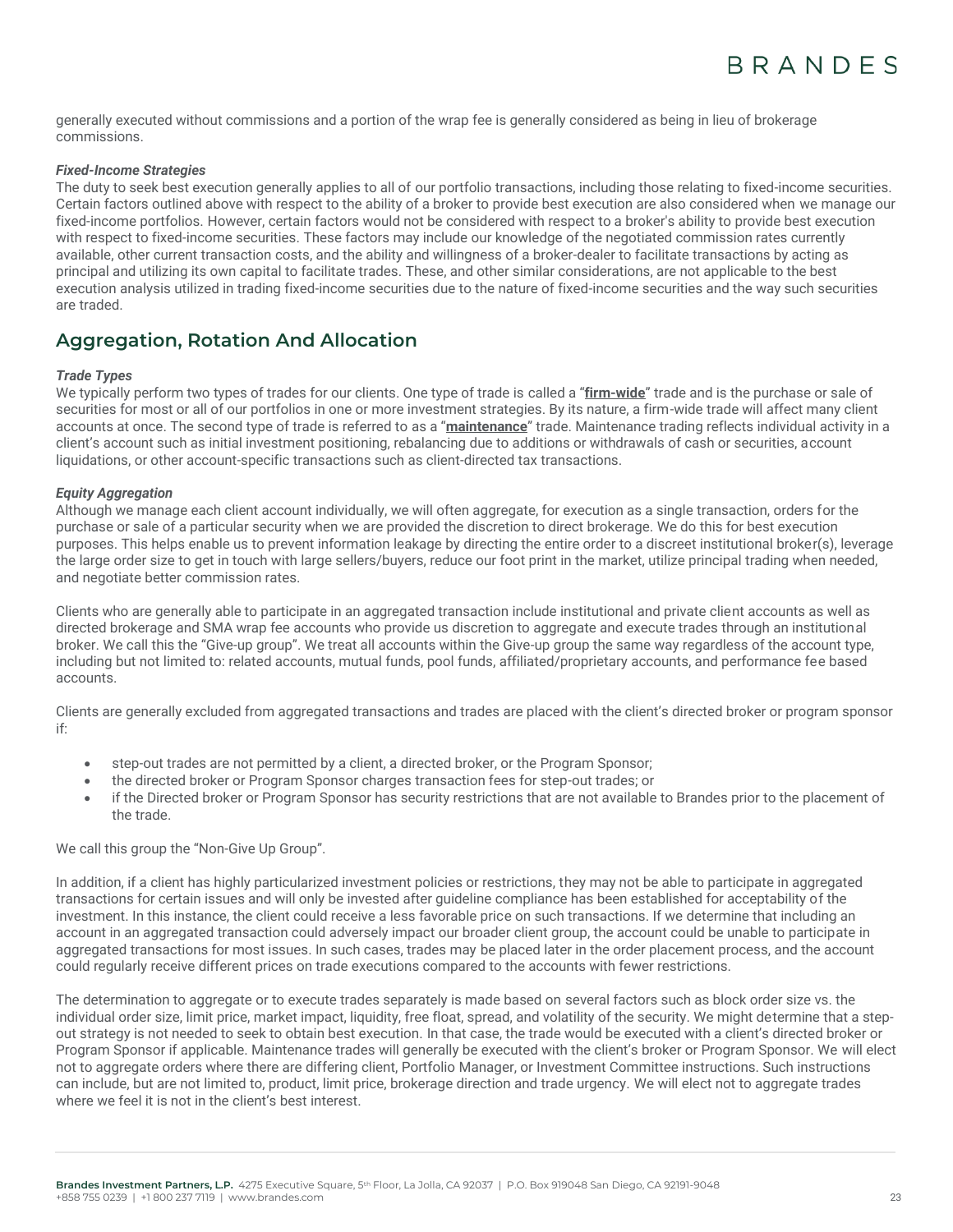generally executed without commissions and a portion of the wrap fee is generally considered as being in lieu of brokerage commissions.

***Fixed-Income Strategies***

The duty to seek best execution generally applies to all of our portfolio transactions, including those relating to fixed-income securities. Certain factors outlined above with respect to the ability of a broker to provide best execution are also considered when we manage our fixed-income portfolios. However, certain factors would not be considered with respect to a broker's ability to provide best execution with respect to fixed-income securities. These factors may include our knowledge of the negotiated commission rates currently available, other current transaction costs, and the ability and willingness of a broker-dealer to facilitate transactions by acting as principal and utilizing its own capital to facilitate trades. These, and other similar considerations, are not applicable to the best execution analysis utilized in trading fixed-income securities due to the nature of fixed-income securities and the way such securities are traded.

## Aggregation, Rotation And Allocation

***Trade Types***

We typically perform two types of trades for our clients. One type of trade is called a "**firm-wide**" trade and is the purchase or sale of securities for most or all of our portfolios in one or more investment strategies. By its nature, a firm-wide trade will affect many client accounts at once. The second type of trade is referred to as a "**maintenance**" trade. Maintenance trading reflects individual activity in a client's account such as initial investment positioning, rebalancing due to additions or withdrawals of cash or securities, account liquidations, or other account-specific transactions such as client-directed tax transactions.

***Equity Aggregation***

Although we manage each client account individually, we will often aggregate, for execution as a single transaction, orders for the purchase or sale of a particular security when we are provided the discretion to direct brokerage. We do this for best execution purposes. This helps enable us to prevent information leakage by directing the entire order to a discreet institutional broker(s), leverage the large order size to get in touch with large sellers/buyers, reduce our foot print in the market, utilize principal trading when needed, and negotiate better commission rates.

Clients who are generally able to participate in an aggregated transaction include institutional and private client accounts as well as directed brokerage and SMA wrap fee accounts who provide us discretion to aggregate and execute trades through an institutional broker. We call this the "Give-up group". We treat all accounts within the Give-up group the same way regardless of the account type, including but not limited to: related accounts, mutual funds, pool funds, affiliated/proprietary accounts, and performance fee based accounts.

Clients are generally excluded from aggregated transactions and trades are placed with the client's directed broker or program sponsor if:

- step-out trades are not permitted by a client, a directed broker, or the Program Sponsor;
- the directed broker or Program Sponsor charges transaction fees for step-out trades; or
- if the Directed broker or Program Sponsor has security restrictions that are not available to Brandes prior to the placement of the trade.

We call this group the "Non-Give Up Group".

In addition, if a client has highly particularized investment policies or restrictions, they may not be able to participate in aggregated transactions for certain issues and will only be invested after guideline compliance has been established for acceptability of the investment. In this instance, the client could receive a less favorable price on such transactions. If we determine that including an account in an aggregated transaction could adversely impact our broader client group, the account could be unable to participate in aggregated transactions for most issues. In such cases, trades may be placed later in the order placement process, and the account could regularly receive different prices on trade executions compared to the accounts with fewer restrictions.

The determination to aggregate or to execute trades separately is made based on several factors such as block order size vs. the individual order size, limit price, market impact, liquidity, free float, spread, and volatility of the security. We might determine that a step-out strategy is not needed to seek to obtain best execution. In that case, the trade would be executed with a client's directed broker or Program Sponsor if applicable. Maintenance trades will generally be executed with the client's broker or Program Sponsor. We will elect not to aggregate orders where there are differing client, Portfolio Manager, or Investment Committee instructions. Such instructions can include, but are not limited to, product, limit price, brokerage direction and trade urgency. We will elect not to aggregate trades where we feel it is not in the client's best interest.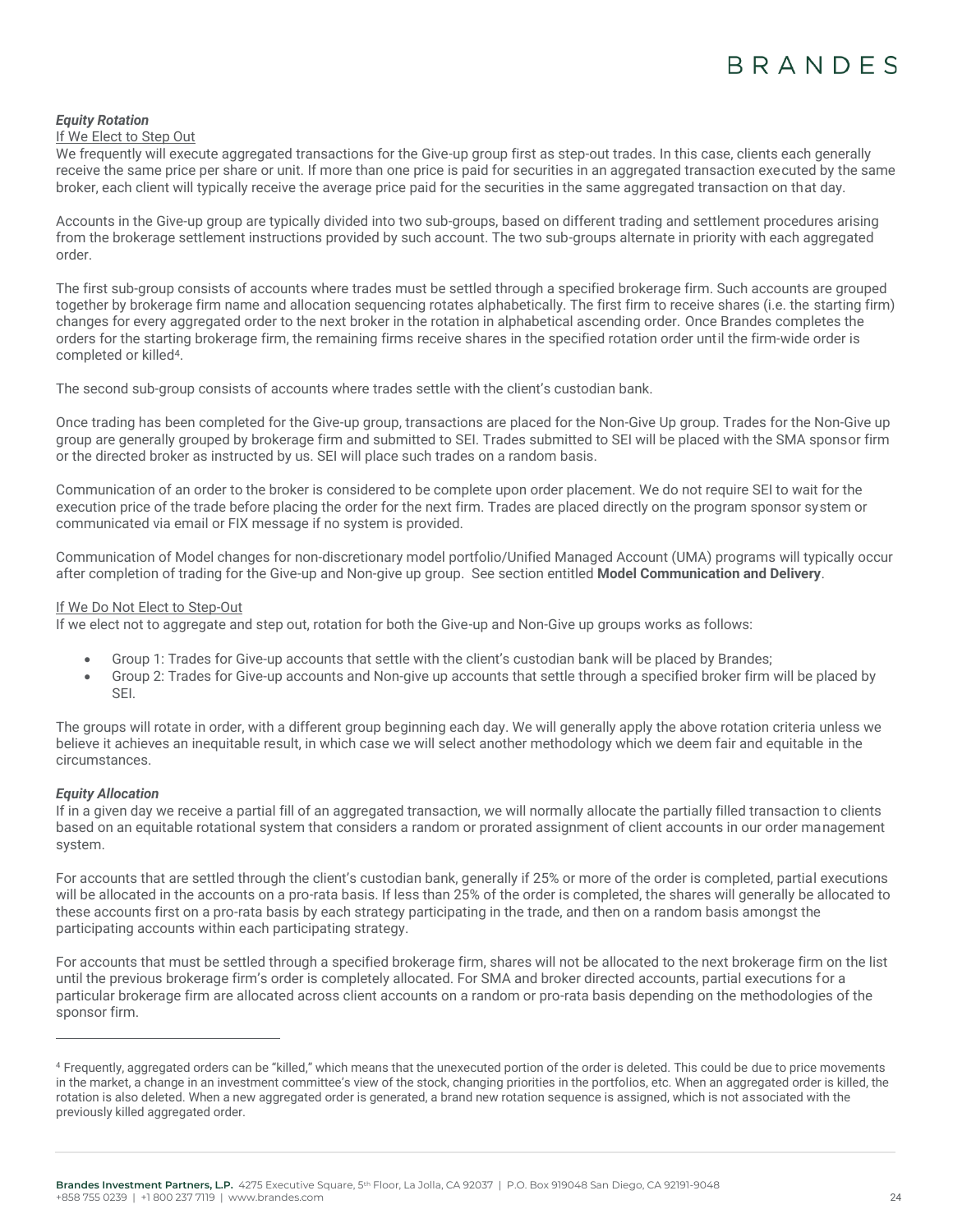***Equity Rotation***

If We Elect to Step Out

We frequently will execute aggregated transactions for the Give-up group first as step-out trades. In this case, clients each generally receive the same price per share or unit. If more than one price is paid for securities in an aggregated transaction executed by the same broker, each client will typically receive the average price paid for the securities in the same aggregated transaction on that day.

Accounts in the Give-up group are typically divided into two sub-groups, based on different trading and settlement procedures arising from the brokerage settlement instructions provided by such account. The two sub-groups alternate in priority with each aggregated order.

The first sub-group consists of accounts where trades must be settled through a specified brokerage firm. Such accounts are grouped together by brokerage firm name and allocation sequencing rotates alphabetically. The first firm to receive shares (i.e. the starting firm) changes for every aggregated order to the next broker in the rotation in alphabetical ascending order. Once Brandes completes the orders for the starting brokerage firm, the remaining firms receive shares in the specified rotation order until the firm-wide order is completed or killed[4].

The second sub-group consists of accounts where trades settle with the client's custodian bank.

Once trading has been completed for the Give-up group, transactions are placed for the Non-Give Up group. Trades for the Non-Give up group are generally grouped by brokerage firm and submitted to SEI. Trades submitted to SEI will be placed with the SMA sponsor firm or the directed broker as instructed by us. SEI will place such trades on a random basis.

Communication of an order to the broker is considered to be complete upon order placement. We do not require SEI to wait for the execution price of the trade before placing the order for the next firm. Trades are placed directly on the program sponsor system or communicated via email or FIX message if no system is provided.

Communication of Model changes for non-discretionary model portfolio/Unified Managed Account (UMA) programs will typically occur after completion of trading for the Give-up and Non-give up group. See section entitled **Model Communication and Delivery**.

If We Do Not Elect to Step-Out

If we elect not to aggregate and step out, rotation for both the Give-up and Non-Give up groups works as follows:

- Group 1: Trades for Give-up accounts that settle with the client's custodian bank will be placed by Brandes;
- Group 2: Trades for Give-up accounts and Non-give up accounts that settle through a specified broker firm will be placed by SEI.

The groups will rotate in order, with a different group beginning each day. We will generally apply the above rotation criteria unless we believe it achieves an inequitable result, in which case we will select another methodology which we deem fair and equitable in the circumstances.

***Equity Allocation***

If in a given day we receive a partial fill of an aggregated transaction, we will normally allocate the partially filled transaction to clients based on an equitable rotational system that considers a random or prorated assignment of client accounts in our order management system.

For accounts that are settled through the client's custodian bank, generally if 25% or more of the order is completed, partial executions will be allocated in the accounts on a pro-rata basis. If less than 25% of the order is completed, the shares will generally be allocated to these accounts first on a pro-rata basis by each strategy participating in the trade, and then on a random basis amongst the participating accounts within each participating strategy.

For accounts that must be settled through a specified brokerage firm, shares will not be allocated to the next brokerage firm on the list until the previous brokerage firm's order is completely allocated. For SMA and broker directed accounts, partial executions for a particular brokerage firm are allocated across client accounts on a random or pro-rata basis depending on the methodologies of the sponsor firm.

---

[4] Frequently, aggregated orders can be "killed," which means that the unexecuted portion of the order is deleted. This could be due to price movements in the market, a change in an investment committee's view of the stock, changing priorities in the portfolios, etc. When an aggregated order is killed, the rotation is also deleted. When a new aggregated order is generated, a brand new rotation sequence is assigned, which is not associated with the previously killed aggregated order.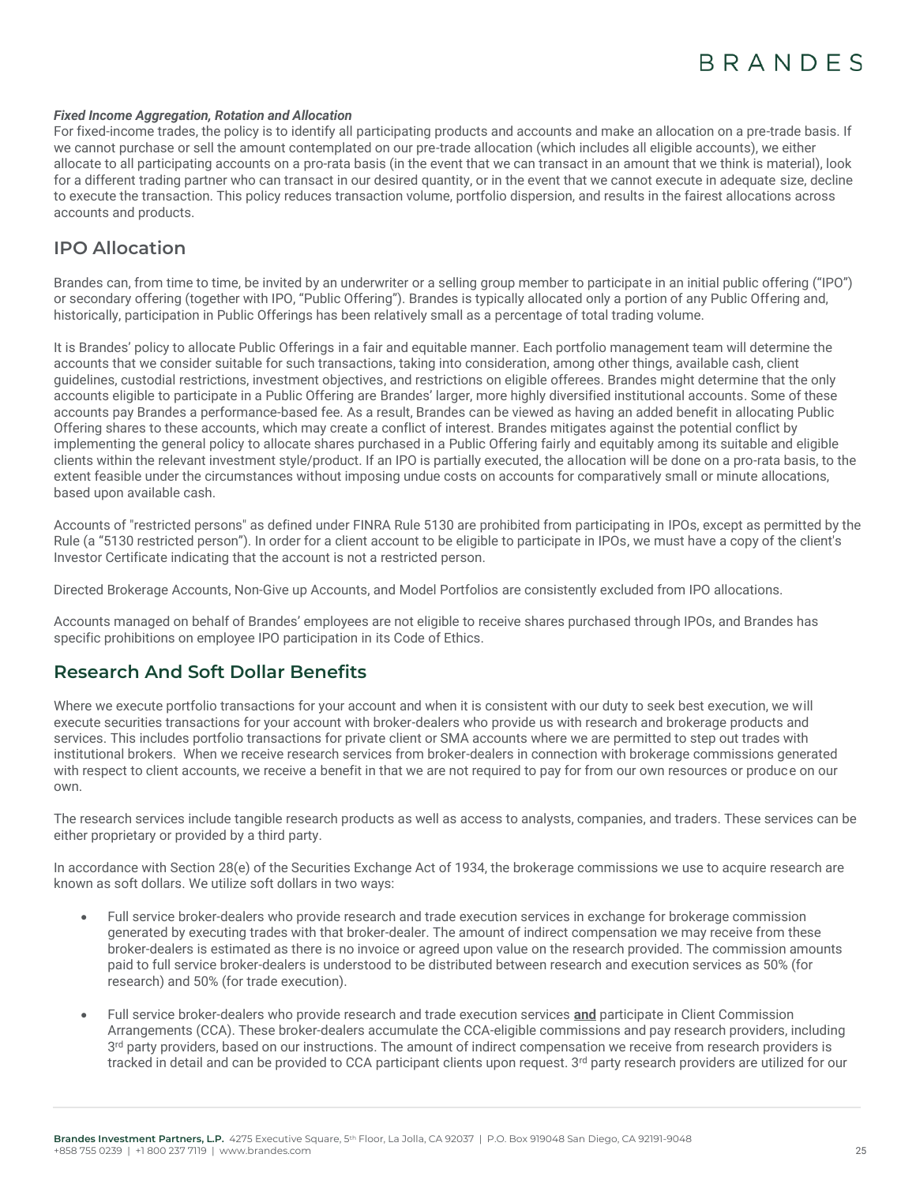***Fixed Income Aggregation, Rotation and Allocation***

For fixed-income trades, the policy is to identify all participating products and accounts and make an allocation on a pre-trade basis. If we cannot purchase or sell the amount contemplated on our pre-trade allocation (which includes all eligible accounts), we either allocate to all participating accounts on a pro-rata basis (in the event that we can transact in an amount that we think is material), look for a different trading partner who can transact in our desired quantity, or in the event that we cannot execute in adequate size, decline to execute the transaction. This policy reduces transaction volume, portfolio dispersion, and results in the fairest allocations across accounts and products.

## IPO Allocation

Brandes can, from time to time, be invited by an underwriter or a selling group member to participate in an initial public offering ("IPO") or secondary offering (together with IPO, "Public Offering"). Brandes is typically allocated only a portion of any Public Offering and, historically, participation in Public Offerings has been relatively small as a percentage of total trading volume.

It is Brandes' policy to allocate Public Offerings in a fair and equitable manner. Each portfolio management team will determine the accounts that we consider suitable for such transactions, taking into consideration, among other things, available cash, client guidelines, custodial restrictions, investment objectives, and restrictions on eligible offerees. Brandes might determine that the only accounts eligible to participate in a Public Offering are Brandes' larger, more highly diversified institutional accounts. Some of these accounts pay Brandes a performance-based fee. As a result, Brandes can be viewed as having an added benefit in allocating Public Offering shares to these accounts, which may create a conflict of interest. Brandes mitigates against the potential conflict by implementing the general policy to allocate shares purchased in a Public Offering fairly and equitably among its suitable and eligible clients within the relevant investment style/product. If an IPO is partially executed, the allocation will be done on a pro-rata basis, to the extent feasible under the circumstances without imposing undue costs on accounts for comparatively small or minute allocations, based upon available cash.

Accounts of "restricted persons" as defined under FINRA Rule 5130 are prohibited from participating in IPOs, except as permitted by the Rule (a "5130 restricted person"). In order for a client account to be eligible to participate in IPOs, we must have a copy of the client's Investor Certificate indicating that the account is not a restricted person.

Directed Brokerage Accounts, Non-Give up Accounts, and Model Portfolios are consistently excluded from IPO allocations.

Accounts managed on behalf of Brandes' employees are not eligible to receive shares purchased through IPOs, and Brandes has specific prohibitions on employee IPO participation in its Code of Ethics.

## Research And Soft Dollar Benefits

Where we execute portfolio transactions for your account and when it is consistent with our duty to seek best execution, we will execute securities transactions for your account with broker-dealers who provide us with research and brokerage products and services. This includes portfolio transactions for private client or SMA accounts where we are permitted to step out trades with institutional brokers. When we receive research services from broker-dealers in connection with brokerage commissions generated with respect to client accounts, we receive a benefit in that we are not required to pay for from our own resources or produce on our own.

The research services include tangible research products as well as access to analysts, companies, and traders. These services can be either proprietary or provided by a third party.

In accordance with Section 28(e) of the Securities Exchange Act of 1934, the brokerage commissions we use to acquire research are known as soft dollars. We utilize soft dollars in two ways:

- Full service broker-dealers who provide research and trade execution services in exchange for brokerage commission generated by executing trades with that broker-dealer. The amount of indirect compensation we may receive from these broker-dealers is estimated as there is no invoice or agreed upon value on the research provided. The commission amounts paid to full service broker-dealers is understood to be distributed between research and execution services as 50% (for research) and 50% (for trade execution).

- Full service broker-dealers who provide research and trade execution services **and** participate in Client Commission Arrangements (CCA). These broker-dealers accumulate the CCA-eligible commissions and pay research providers, including 3rd party providers, based on our instructions. The amount of indirect compensation we receive from research providers is tracked in detail and can be provided to CCA participant clients upon request. 3rd party research providers are utilized for our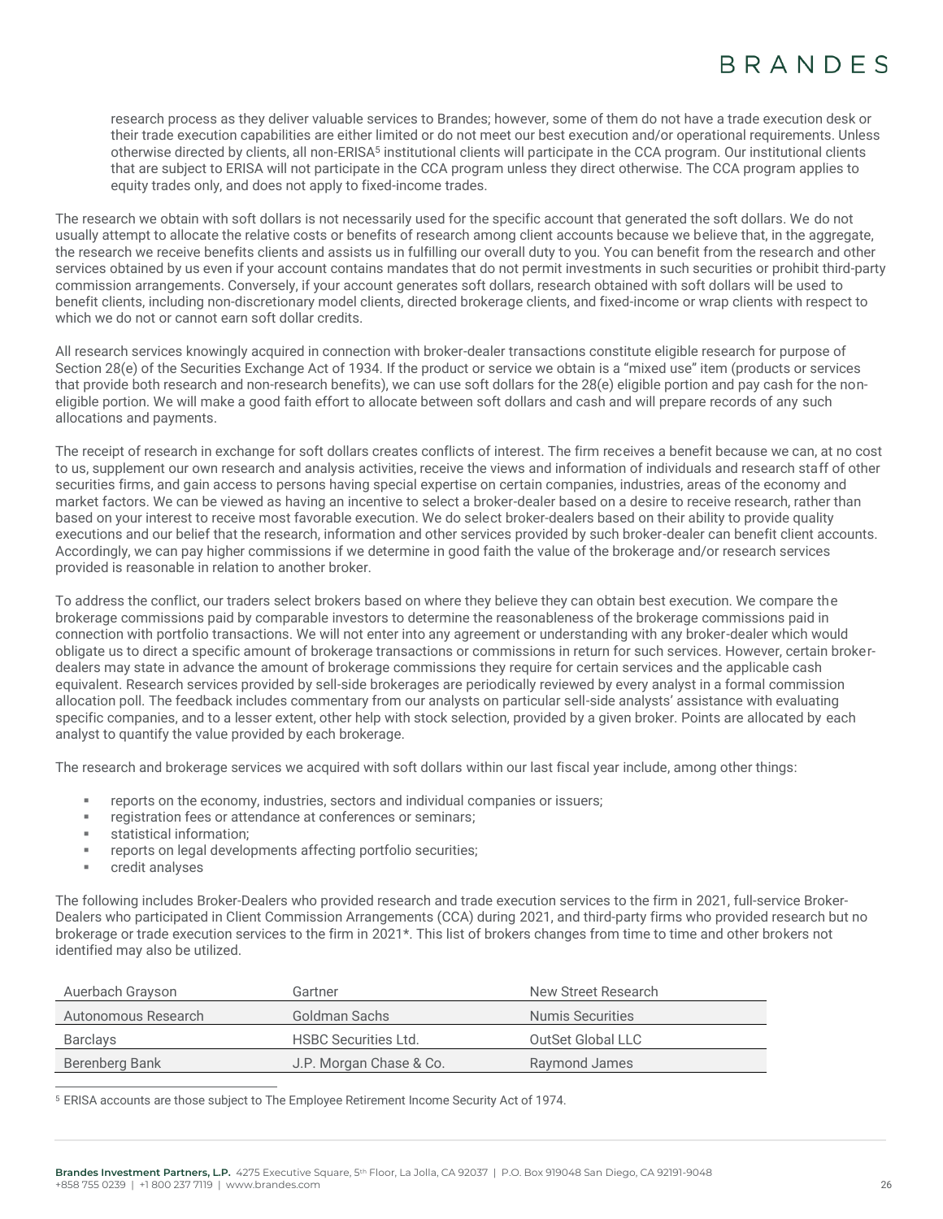research process as they deliver valuable services to Brandes; however, some of them do not have a trade execution desk or their trade execution capabilities are either limited or do not meet our best execution and/or operational requirements. Unless otherwise directed by clients, all non-ERISA[5] institutional clients will participate in the CCA program. Our institutional clients that are subject to ERISA will not participate in the CCA program unless they direct otherwise. The CCA program applies to equity trades only, and does not apply to fixed-income trades.

The research we obtain with soft dollars is not necessarily used for the specific account that generated the soft dollars. We do not usually attempt to allocate the relative costs or benefits of research among client accounts because we believe that, in the aggregate, the research we receive benefits clients and assists us in fulfilling our overall duty to you. You can benefit from the research and other services obtained by us even if your account contains mandates that do not permit investments in such securities or prohibit third-party commission arrangements. Conversely, if your account generates soft dollars, research obtained with soft dollars will be used to benefit clients, including non-discretionary model clients, directed brokerage clients, and fixed-income or wrap clients with respect to which we do not or cannot earn soft dollar credits.

All research services knowingly acquired in connection with broker-dealer transactions constitute eligible research for purpose of Section 28(e) of the Securities Exchange Act of 1934. If the product or service we obtain is a "mixed use" item (products or services that provide both research and non-research benefits), we can use soft dollars for the 28(e) eligible portion and pay cash for the non-eligible portion. We will make a good faith effort to allocate between soft dollars and cash and will prepare records of any such allocations and payments.

The receipt of research in exchange for soft dollars creates conflicts of interest. The firm receives a benefit because we can, at no cost to us, supplement our own research and analysis activities, receive the views and information of individuals and research staff of other securities firms, and gain access to persons having special expertise on certain companies, industries, areas of the economy and market factors. We can be viewed as having an incentive to select a broker-dealer based on a desire to receive research, rather than based on your interest to receive most favorable execution. We do select broker-dealers based on their ability to provide quality executions and our belief that the research, information and other services provided by such broker-dealer can benefit client accounts. Accordingly, we can pay higher commissions if we determine in good faith the value of the brokerage and/or research services provided is reasonable in relation to another broker.

To address the conflict, our traders select brokers based on where they believe they can obtain best execution. We compare the brokerage commissions paid by comparable investors to determine the reasonableness of the brokerage commissions paid in connection with portfolio transactions. We will not enter into any agreement or understanding with any broker-dealer which would obligate us to direct a specific amount of brokerage transactions or commissions in return for such services. However, certain broker-dealers may state in advance the amount of brokerage commissions they require for certain services and the applicable cash equivalent. Research services provided by sell-side brokerages are periodically reviewed by every analyst in a formal commission allocation poll. The feedback includes commentary from our analysts on particular sell-side analysts' assistance with evaluating specific companies, and to a lesser extent, other help with stock selection, provided by a given broker. Points are allocated by each analyst to quantify the value provided by each brokerage.

The research and brokerage services we acquired with soft dollars within our last fiscal year include, among other things:

- reports on the economy, industries, sectors and individual companies or issuers;
- registration fees or attendance at conferences or seminars;
- statistical information;
- reports on legal developments affecting portfolio securities;
- credit analyses

The following includes Broker-Dealers who provided research and trade execution services to the firm in 2021, full-service Broker-Dealers who participated in Client Commission Arrangements (CCA) during 2021, and third-party firms who provided research but no brokerage or trade execution services to the firm in 2021*. This list of brokers changes from time to time and other brokers not identified may also be utilized.

| | | |
|---|---|---|
| Auerbach Grayson | Gartner | New Street Research |
| Autonomous Research | Goldman Sachs | Numis Securities |
| Barclays | HSBC Securities Ltd. | OutSet Global LLC |
| Berenberg Bank | J.P. Morgan Chase & Co. | Raymond James |

[5] ERISA accounts are those subject to The Employee Retirement Income Security Act of 1974.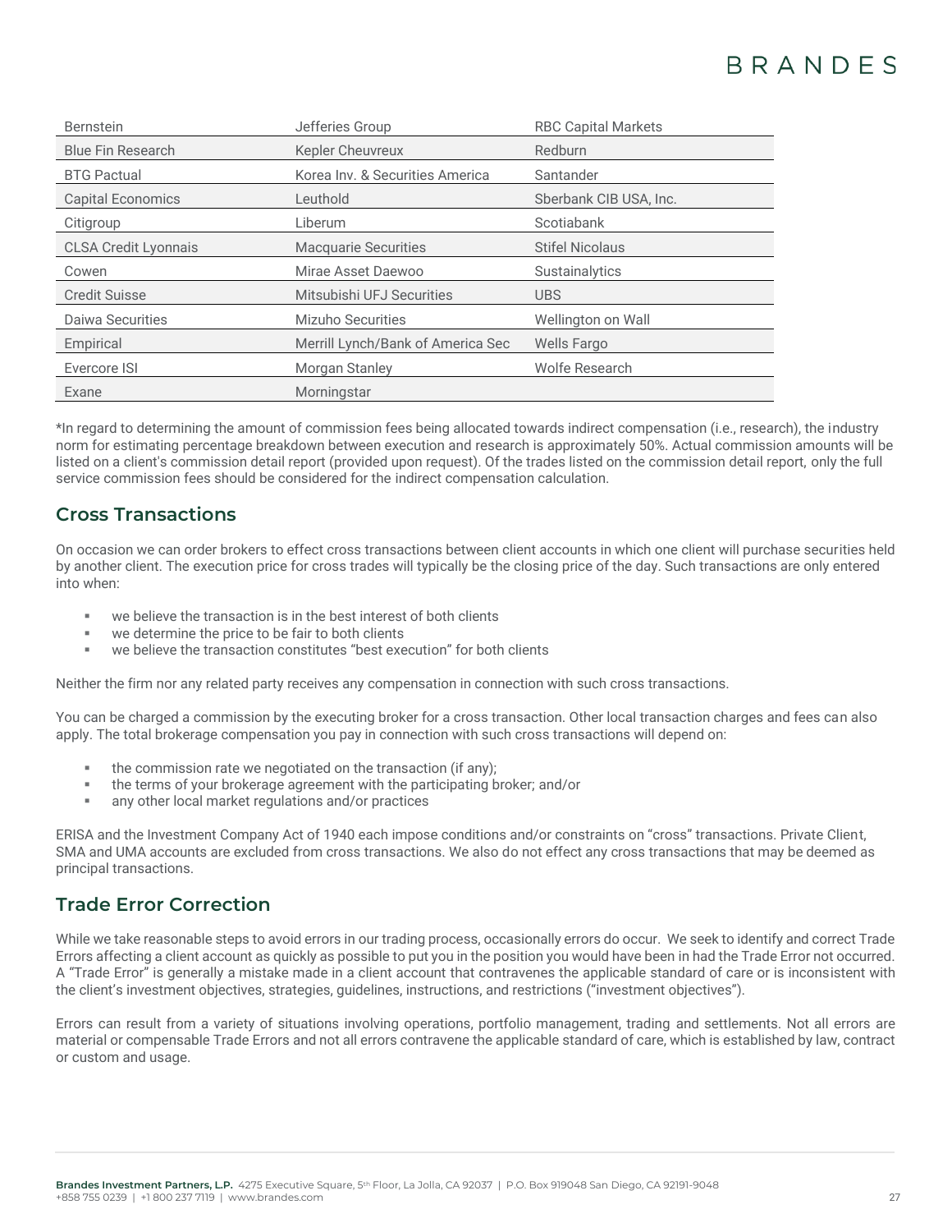| | | |
|---|---|---|
| Bernstein | Jefferies Group | RBC Capital Markets |
| Blue Fin Research | Kepler Cheuvreux | Redburn |
| BTG Pactual | Korea Inv. & Securities America | Santander |
| Capital Economics | Leuthold | Sberbank CIB USA, Inc. |
| Citigroup | Liberum | Scotiabank |
| CLSA Credit Lyonnais | Macquarie Securities | Stifel Nicolaus |
| Cowen | Mirae Asset Daewoo | Sustainalytics |
| Credit Suisse | Mitsubishi UFJ Securities | UBS |
| Daiwa Securities | Mizuho Securities | Wellington on Wall |
| Empirical | Merrill Lynch/Bank of America Sec | Wells Fargo |
| Evercore ISI | Morgan Stanley | Wolfe Research |
| Exane | Morningstar | |

*In regard to determining the amount of commission fees being allocated towards indirect compensation (i.e., research), the industry norm for estimating percentage breakdown between execution and research is approximately 50%. Actual commission amounts will be listed on a client's commission detail report (provided upon request). Of the trades listed on the commission detail report, only the full service commission fees should be considered for the indirect compensation calculation.

## Cross Transactions

On occasion we can order brokers to effect cross transactions between client accounts in which one client will purchase securities held by another client. The execution price for cross trades will typically be the closing price of the day. Such transactions are only entered into when:

- we believe the transaction is in the best interest of both clients
- we determine the price to be fair to both clients
- we believe the transaction constitutes "best execution" for both clients

Neither the firm nor any related party receives any compensation in connection with such cross transactions.

You can be charged a commission by the executing broker for a cross transaction. Other local transaction charges and fees can also apply. The total brokerage compensation you pay in connection with such cross transactions will depend on:

- the commission rate we negotiated on the transaction (if any);
- the terms of your brokerage agreement with the participating broker; and/or
- any other local market regulations and/or practices

ERISA and the Investment Company Act of 1940 each impose conditions and/or constraints on "cross" transactions. Private Client, SMA and UMA accounts are excluded from cross transactions. We also do not effect any cross transactions that may be deemed as principal transactions.

## Trade Error Correction

While we take reasonable steps to avoid errors in our trading process, occasionally errors do occur. We seek to identify and correct Trade Errors affecting a client account as quickly as possible to put you in the position you would have been in had the Trade Error not occurred. A "Trade Error" is generally a mistake made in a client account that contravenes the applicable standard of care or is inconsistent with the client's investment objectives, strategies, guidelines, instructions, and restrictions ("investment objectives").

Errors can result from a variety of situations involving operations, portfolio management, trading and settlements. Not all errors are material or compensable Trade Errors and not all errors contravene the applicable standard of care, which is established by law, contract or custom and usage.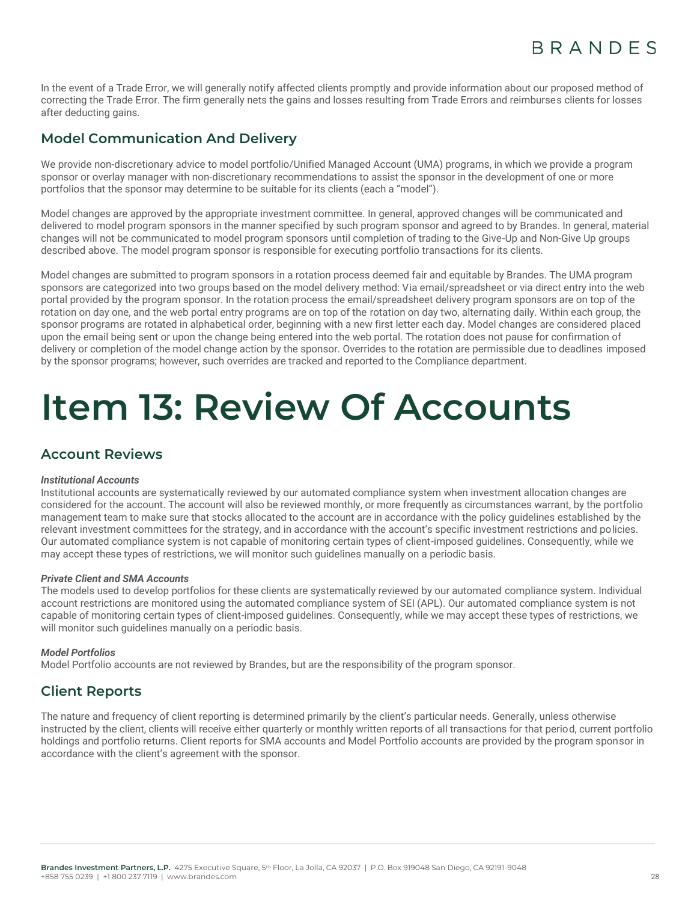In the event of a Trade Error, we will generally notify affected clients promptly and provide information about our proposed method of correcting the Trade Error. The firm generally nets the gains and losses resulting from Trade Errors and reimburses clients for losses after deducting gains.

## Model Communication And Delivery

We provide non-discretionary advice to model portfolio/Unified Managed Account (UMA) programs, in which we provide a program sponsor or overlay manager with non-discretionary recommendations to assist the sponsor in the development of one or more portfolios that the sponsor may determine to be suitable for its clients (each a "model").

Model changes are approved by the appropriate investment committee. In general, approved changes will be communicated and delivered to model program sponsors in the manner specified by such program sponsor and agreed to by Brandes. In general, material changes will not be communicated to model program sponsors until completion of trading to the Give-Up and Non-Give Up groups described above. The model program sponsor is responsible for executing portfolio transactions for its clients.

Model changes are submitted to program sponsors in a rotation process deemed fair and equitable by Brandes. The UMA program sponsors are categorized into two groups based on the model delivery method: Via email/spreadsheet or via direct entry into the web portal provided by the program sponsor. In the rotation process the email/spreadsheet delivery program sponsors are on top of the rotation on day one, and the web portal entry programs are on top of the rotation on day two, alternating daily. Within each group, the sponsor programs are rotated in alphabetical order, beginning with a new first letter each day. Model changes are considered placed upon the email being sent or upon the change being entered into the web portal. The rotation does not pause for confirmation of delivery or completion of the model change action by the sponsor. Overrides to the rotation are permissible due to deadlines imposed by the sponsor programs; however, such overrides are tracked and reported to the Compliance department.

# Item 13: Review Of Accounts

## Account Reviews

***Institutional Accounts***
Institutional accounts are systematically reviewed by our automated compliance system when investment allocation changes are considered for the account. The account will also be reviewed monthly, or more frequently as circumstances warrant, by the portfolio management team to make sure that stocks allocated to the account are in accordance with the policy guidelines established by the relevant investment committees for the strategy, and in accordance with the account's specific investment restrictions and policies. Our automated compliance system is not capable of monitoring certain types of client-imposed guidelines. Consequently, while we may accept these types of restrictions, we will monitor such guidelines manually on a periodic basis.

***Private Client and SMA Accounts***
The models used to develop portfolios for these clients are systematically reviewed by our automated compliance system. Individual account restrictions are monitored using the automated compliance system of SEI (APL). Our automated compliance system is not capable of monitoring certain types of client-imposed guidelines. Consequently, while we may accept these types of restrictions, we will monitor such guidelines manually on a periodic basis.

***Model Portfolios***
Model Portfolio accounts are not reviewed by Brandes, but are the responsibility of the program sponsor.

## Client Reports

The nature and frequency of client reporting is determined primarily by the client's particular needs. Generally, unless otherwise instructed by the client, clients will receive either quarterly or monthly written reports of all transactions for that period, current portfolio holdings and portfolio returns. Client reports for SMA accounts and Model Portfolio accounts are provided by the program sponsor in accordance with the client's agreement with the sponsor.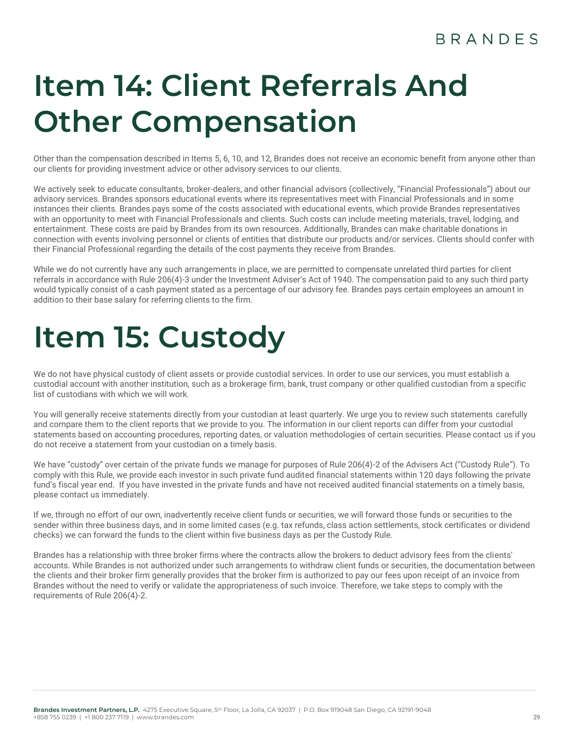# Item 14: Client Referrals And Other Compensation

Other than the compensation described in Items 5, 6, 10, and 12, Brandes does not receive an economic benefit from anyone other than our clients for providing investment advice or other advisory services to our clients.

We actively seek to educate consultants, broker-dealers, and other financial advisors (collectively, "Financial Professionals") about our advisory services. Brandes sponsors educational events where its representatives meet with Financial Professionals and in some instances their clients. Brandes pays some of the costs associated with educational events, which provide Brandes representatives with an opportunity to meet with Financial Professionals and clients. Such costs can include meeting materials, travel, lodging, and entertainment. These costs are paid by Brandes from its own resources. Additionally, Brandes can make charitable donations in connection with events involving personnel or clients of entities that distribute our products and/or services. Clients should confer with their Financial Professional regarding the details of the cost payments they receive from Brandes.

While we do not currently have any such arrangements in place, we are permitted to compensate unrelated third parties for client referrals in accordance with Rule 206(4)-3 under the Investment Adviser's Act of 1940. The compensation paid to any such third party would typically consist of a cash payment stated as a percentage of our advisory fee. Brandes pays certain employees an amount in addition to their base salary for referring clients to the firm.

# Item 15: Custody

We do not have physical custody of client assets or provide custodial services. In order to use our services, you must establish a custodial account with another institution, such as a brokerage firm, bank, trust company or other qualified custodian from a specific list of custodians with which we will work.

You will generally receive statements directly from your custodian at least quarterly. We urge you to review such statements carefully and compare them to the client reports that we provide to you. The information in our client reports can differ from your custodial statements based on accounting procedures, reporting dates, or valuation methodologies of certain securities. Please contact us if you do not receive a statement from your custodian on a timely basis.

We have "custody" over certain of the private funds we manage for purposes of Rule 206(4)-2 of the Advisers Act ("Custody Rule"). To comply with this Rule, we provide each investor in such private fund audited financial statements within 120 days following the private fund's fiscal year end. If you have invested in the private funds and have not received audited financial statements on a timely basis, please contact us immediately.

If we, through no effort of our own, inadvertently receive client funds or securities, we will forward those funds or securities to the sender within three business days, and in some limited cases (e.g. tax refunds, class action settlements, stock certificates or dividend checks) we can forward the funds to the client within five business days as per the Custody Rule.

Brandes has a relationship with three broker firms where the contracts allow the brokers to deduct advisory fees from the clients' accounts. While Brandes is not authorized under such arrangements to withdraw client funds or securities, the documentation between the clients and their broker firm generally provides that the broker firm is authorized to pay our fees upon receipt of an invoice from Brandes without the need to verify or validate the appropriateness of such invoice. Therefore, we take steps to comply with the requirements of Rule 206(4)-2.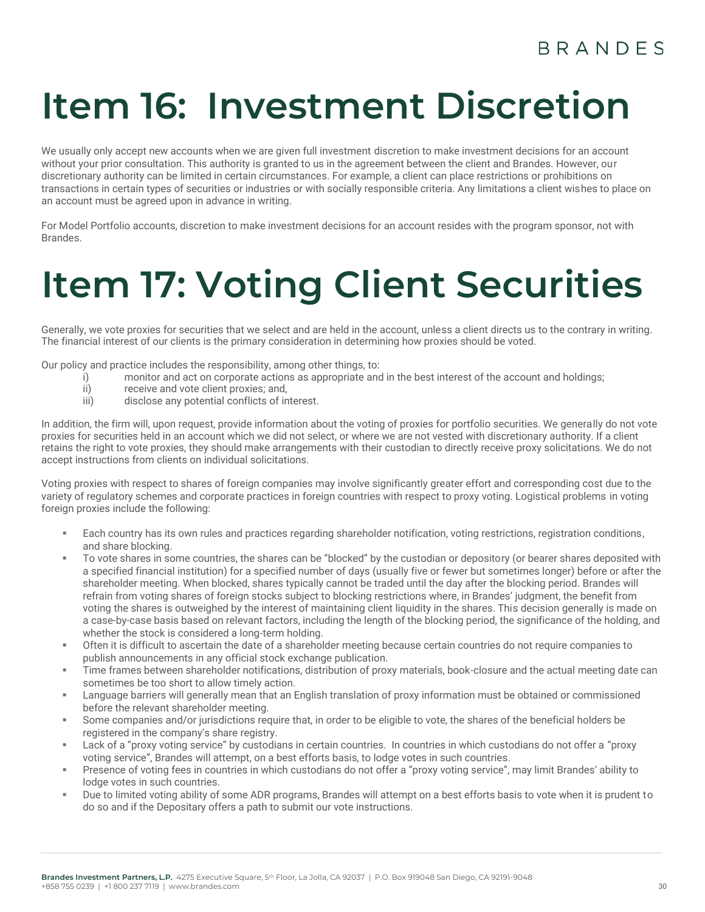# Item 16: Investment Discretion

We usually only accept new accounts when we are given full investment discretion to make investment decisions for an account without your prior consultation. This authority is granted to us in the agreement between the client and Brandes. However, our discretionary authority can be limited in certain circumstances. For example, a client can place restrictions or prohibitions on transactions in certain types of securities or industries or with socially responsible criteria. Any limitations a client wishes to place on an account must be agreed upon in advance in writing.

For Model Portfolio accounts, discretion to make investment decisions for an account resides with the program sponsor, not with Brandes.

# Item 17: Voting Client Securities

Generally, we vote proxies for securities that we select and are held in the account, unless a client directs us to the contrary in writing. The financial interest of our clients is the primary consideration in determining how proxies should be voted.

Our policy and practice includes the responsibility, among other things, to:

i) monitor and act on corporate actions as appropriate and in the best interest of the account and holdings;
ii) receive and vote client proxies; and,
iii) disclose any potential conflicts of interest.

In addition, the firm will, upon request, provide information about the voting of proxies for portfolio securities. We generally do not vote proxies for securities held in an account which we did not select, or where we are not vested with discretionary authority. If a client retains the right to vote proxies, they should make arrangements with their custodian to directly receive proxy solicitations. We do not accept instructions from clients on individual solicitations.

Voting proxies with respect to shares of foreign companies may involve significantly greater effort and corresponding cost due to the variety of regulatory schemes and corporate practices in foreign countries with respect to proxy voting. Logistical problems in voting foreign proxies include the following:

- Each country has its own rules and practices regarding shareholder notification, voting restrictions, registration conditions, and share blocking.
- To vote shares in some countries, the shares can be "blocked" by the custodian or depository (or bearer shares deposited with a specified financial institution) for a specified number of days (usually five or fewer but sometimes longer) before or after the shareholder meeting. When blocked, shares typically cannot be traded until the day after the blocking period. Brandes will refrain from voting shares of foreign stocks subject to blocking restrictions where, in Brandes' judgment, the benefit from voting the shares is outweighed by the interest of maintaining client liquidity in the shares. This decision generally is made on a case-by-case basis based on relevant factors, including the length of the blocking period, the significance of the holding, and whether the stock is considered a long-term holding.
- Often it is difficult to ascertain the date of a shareholder meeting because certain countries do not require companies to publish announcements in any official stock exchange publication.
- Time frames between shareholder notifications, distribution of proxy materials, book-closure and the actual meeting date can sometimes be too short to allow timely action.
- Language barriers will generally mean that an English translation of proxy information must be obtained or commissioned before the relevant shareholder meeting.
- Some companies and/or jurisdictions require that, in order to be eligible to vote, the shares of the beneficial holders be registered in the company's share registry.
- Lack of a "proxy voting service" by custodians in certain countries. In countries in which custodians do not offer a "proxy voting service", Brandes will attempt, on a best efforts basis, to lodge votes in such countries.
- Presence of voting fees in countries in which custodians do not offer a "proxy voting service", may limit Brandes' ability to lodge votes in such countries.
- Due to limited voting ability of some ADR programs, Brandes will attempt on a best efforts basis to vote when it is prudent to do so and if the Depositary offers a path to submit our vote instructions.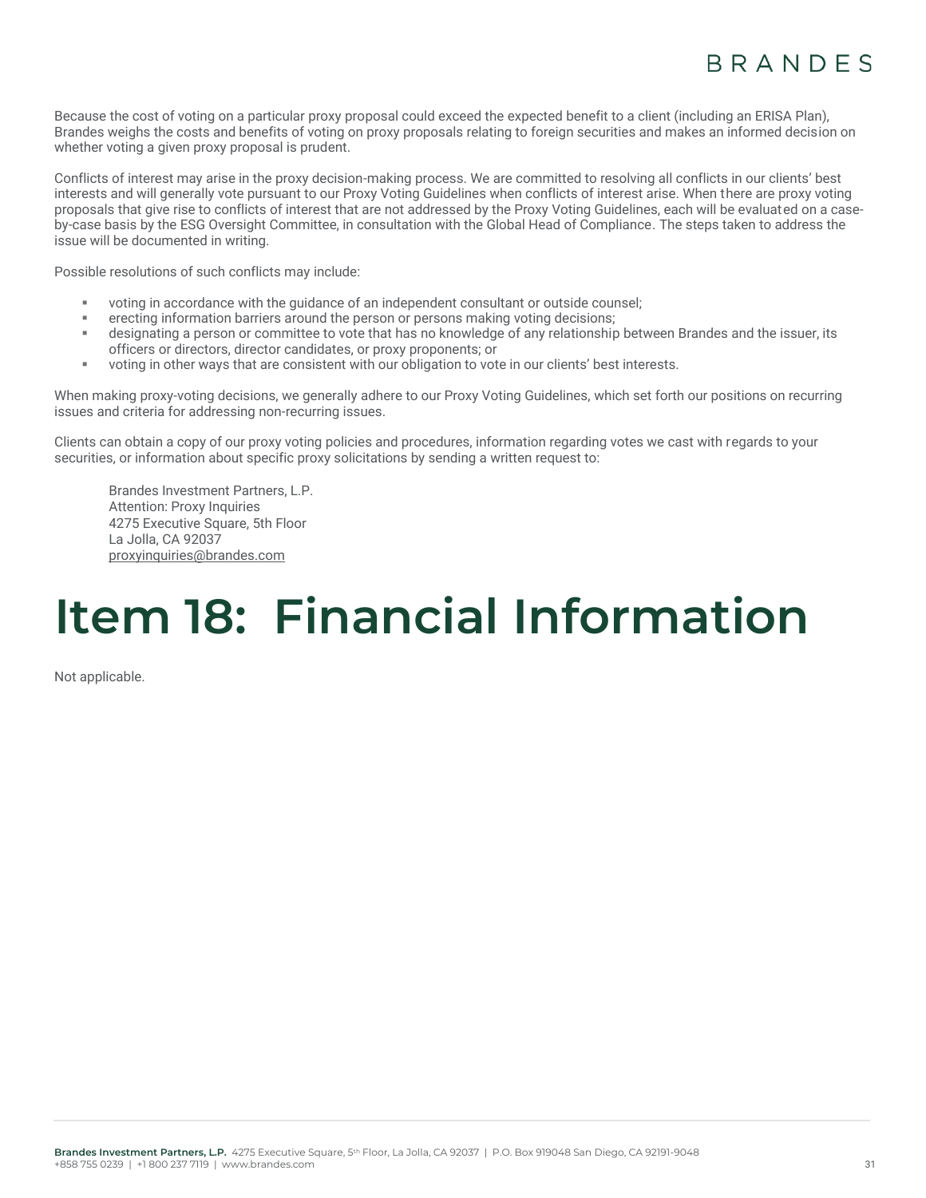Because the cost of voting on a particular proxy proposal could exceed the expected benefit to a client (including an ERISA Plan), Brandes weighs the costs and benefits of voting on proxy proposals relating to foreign securities and makes an informed decision on whether voting a given proxy proposal is prudent.

Conflicts of interest may arise in the proxy decision-making process. We are committed to resolving all conflicts in our clients' best interests and will generally vote pursuant to our Proxy Voting Guidelines when conflicts of interest arise. When there are proxy voting proposals that give rise to conflicts of interest that are not addressed by the Proxy Voting Guidelines, each will be evaluated on a case-by-case basis by the ESG Oversight Committee, in consultation with the Global Head of Compliance. The steps taken to address the issue will be documented in writing.

Possible resolutions of such conflicts may include:

- voting in accordance with the guidance of an independent consultant or outside counsel;
- erecting information barriers around the person or persons making voting decisions;
- designating a person or committee to vote that has no knowledge of any relationship between Brandes and the issuer, its officers or directors, director candidates, or proxy proponents; or
- voting in other ways that are consistent with our obligation to vote in our clients' best interests.

When making proxy-voting decisions, we generally adhere to our Proxy Voting Guidelines, which set forth our positions on recurring issues and criteria for addressing non-recurring issues.

Clients can obtain a copy of our proxy voting policies and procedures, information regarding votes we cast with regards to your securities, or information about specific proxy solicitations by sending a written request to:

Brandes Investment Partners, L.P.
Attention: Proxy Inquiries
4275 Executive Square, 5th Floor
La Jolla, CA 92037
proxyinquiries@brandes.com

# Item 18: Financial Information

Not applicable.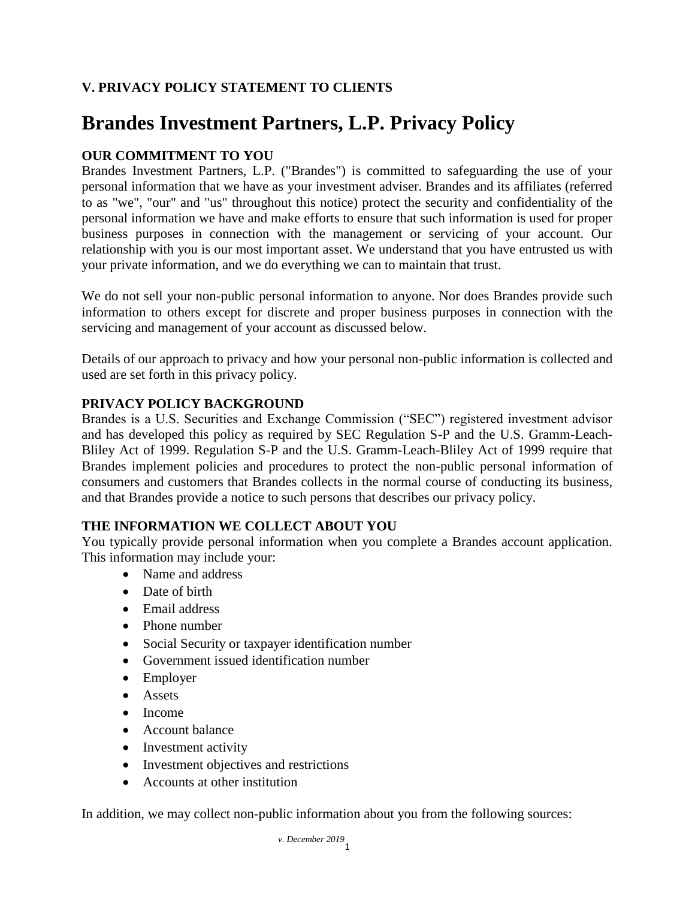### V. PRIVACY POLICY STATEMENT TO CLIENTS

# Brandes Investment Partners, L.P. Privacy Policy

**OUR COMMITMENT TO YOU**

Brandes Investment Partners, L.P. ("Brandes") is committed to safeguarding the use of your personal information that we have as your investment adviser. Brandes and its affiliates (referred to as "we", "our" and "us" throughout this notice) protect the security and confidentiality of the personal information we have and make efforts to ensure that such information is used for proper business purposes in connection with the management or servicing of your account. Our relationship with you is our most important asset. We understand that you have entrusted us with your private information, and we do everything we can to maintain that trust.

We do not sell your non-public personal information to anyone. Nor does Brandes provide such information to others except for discrete and proper business purposes in connection with the servicing and management of your account as discussed below.

Details of our approach to privacy and how your personal non-public information is collected and used are set forth in this privacy policy.

**PRIVACY POLICY BACKGROUND**

Brandes is a U.S. Securities and Exchange Commission ("SEC") registered investment advisor and has developed this policy as required by SEC Regulation S-P and the U.S. Gramm-Leach-Bliley Act of 1999. Regulation S-P and the U.S. Gramm-Leach-Bliley Act of 1999 require that Brandes implement policies and procedures to protect the non-public personal information of consumers and customers that Brandes collects in the normal course of conducting its business, and that Brandes provide a notice to such persons that describes our privacy policy.

**THE INFORMATION WE COLLECT ABOUT YOU**

You typically provide personal information when you complete a Brandes account application. This information may include your:

- Name and address
- Date of birth
- Email address
- Phone number
- Social Security or taxpayer identification number
- Government issued identification number
- Employer
- Assets
- Income
- Account balance
- Investment activity
- Investment objectives and restrictions
- Accounts at other institution

In addition, we may collect non-public information about you from the following sources: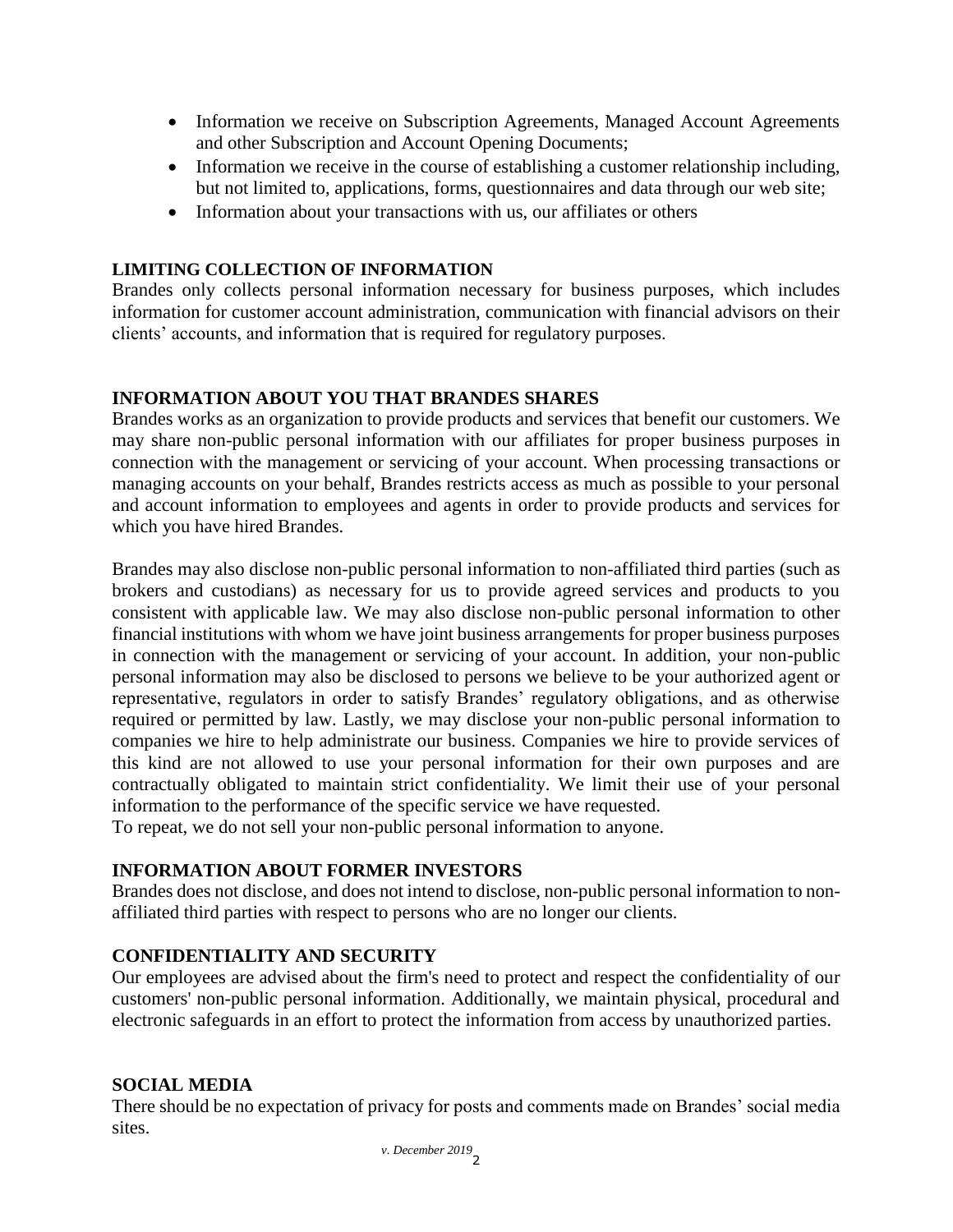- Information we receive on Subscription Agreements, Managed Account Agreements and other Subscription and Account Opening Documents;
- Information we receive in the course of establishing a customer relationship including, but not limited to, applications, forms, questionnaires and data through our web site;
- Information about your transactions with us, our affiliates or others

**LIMITING COLLECTION OF INFORMATION**

Brandes only collects personal information necessary for business purposes, which includes information for customer account administration, communication with financial advisors on their clients' accounts, and information that is required for regulatory purposes.

**INFORMATION ABOUT YOU THAT BRANDES SHARES**

Brandes works as an organization to provide products and services that benefit our customers. We may share non-public personal information with our affiliates for proper business purposes in connection with the management or servicing of your account. When processing transactions or managing accounts on your behalf, Brandes restricts access as much as possible to your personal and account information to employees and agents in order to provide products and services for which you have hired Brandes.

Brandes may also disclose non-public personal information to non-affiliated third parties (such as brokers and custodians) as necessary for us to provide agreed services and products to you consistent with applicable law. We may also disclose non-public personal information to other financial institutions with whom we have joint business arrangements for proper business purposes in connection with the management or servicing of your account. In addition, your non-public personal information may also be disclosed to persons we believe to be your authorized agent or representative, regulators in order to satisfy Brandes' regulatory obligations, and as otherwise required or permitted by law. Lastly, we may disclose your non-public personal information to companies we hire to help administrate our business. Companies we hire to provide services of this kind are not allowed to use your personal information for their own purposes and are contractually obligated to maintain strict confidentiality. We limit their use of your personal information to the performance of the specific service we have requested.
To repeat, we do not sell your non-public personal information to anyone.

**INFORMATION ABOUT FORMER INVESTORS**

Brandes does not disclose, and does not intend to disclose, non-public personal information to non-affiliated third parties with respect to persons who are no longer our clients.

**CONFIDENTIALITY AND SECURITY**

Our employees are advised about the firm's need to protect and respect the confidentiality of our customers' non-public personal information. Additionally, we maintain physical, procedural and electronic safeguards in an effort to protect the information from access by unauthorized parties.

**SOCIAL MEDIA**

There should be no expectation of privacy for posts and comments made on Brandes' social media sites.

*v. December 2019*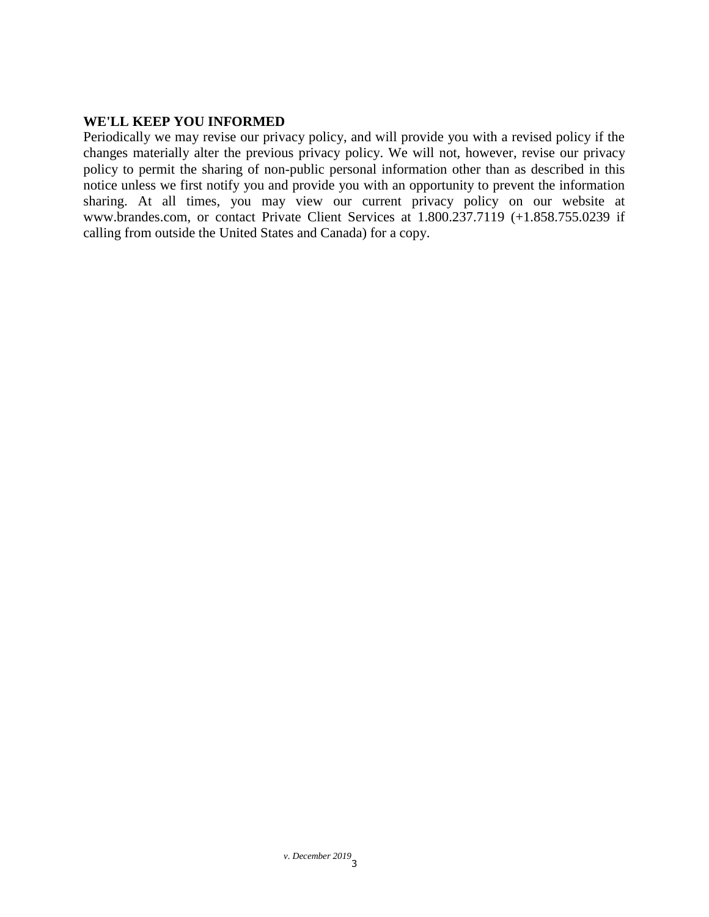**WE'LL KEEP YOU INFORMED**

Periodically we may revise our privacy policy, and will provide you with a revised policy if the changes materially alter the previous privacy policy. We will not, however, revise our privacy policy to permit the sharing of non-public personal information other than as described in this notice unless we first notify you and provide you with an opportunity to prevent the information sharing. At all times, you may view our current privacy policy on our website at www.brandes.com, or contact Private Client Services at 1.800.237.7119 (+1.858.755.0239 if calling from outside the United States and Canada) for a copy.

*v. December 2019*